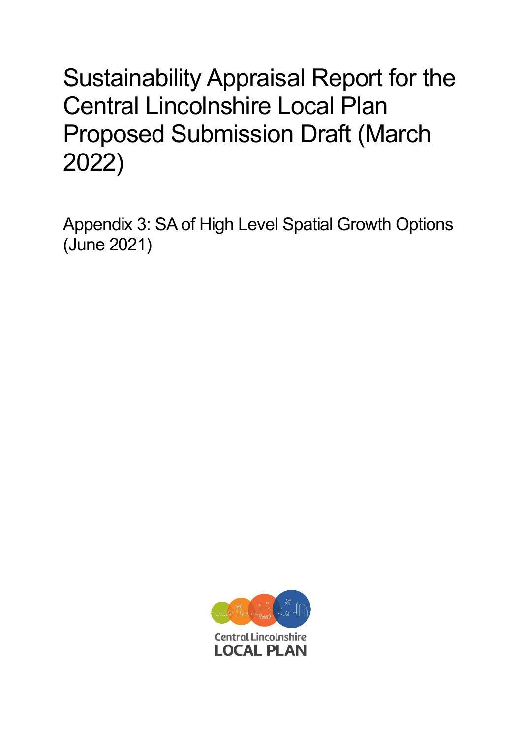# Sustainability Appraisal Report for the Central Lincolnshire Local Plan Proposed Submission Draft (March 2022)

## Appendix 3: SA of High Level Spatial Growth Options (June 2021)

Central Lincolnshire
LOCAL PLAN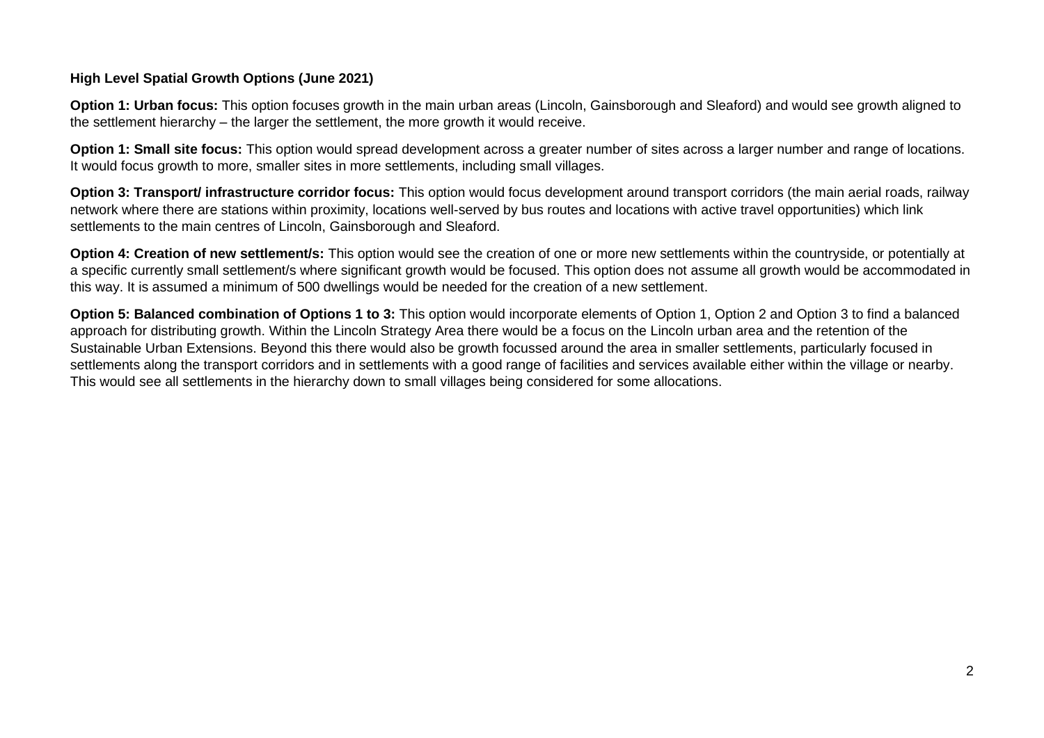**High Level Spatial Growth Options (June 2021)**

**Option 1: Urban focus:** This option focuses growth in the main urban areas (Lincoln, Gainsborough and Sleaford) and would see growth aligned to the settlement hierarchy – the larger the settlement, the more growth it would receive.

**Option 1: Small site focus:** This option would spread development across a greater number of sites across a larger number and range of locations. It would focus growth to more, smaller sites in more settlements, including small villages.

**Option 3: Transport/ infrastructure corridor focus:** This option would focus development around transport corridors (the main aerial roads, railway network where there are stations within proximity, locations well-served by bus routes and locations with active travel opportunities) which link settlements to the main centres of Lincoln, Gainsborough and Sleaford.

**Option 4: Creation of new settlement/s:** This option would see the creation of one or more new settlements within the countryside, or potentially at a specific currently small settlement/s where significant growth would be focused. This option does not assume all growth would be accommodated in this way. It is assumed a minimum of 500 dwellings would be needed for the creation of a new settlement.

**Option 5: Balanced combination of Options 1 to 3:** This option would incorporate elements of Option 1, Option 2 and Option 3 to find a balanced approach for distributing growth. Within the Lincoln Strategy Area there would be a focus on the Lincoln urban area and the retention of the Sustainable Urban Extensions. Beyond this there would also be growth focussed around the area in smaller settlements, particularly focused in settlements along the transport corridors and in settlements with a good range of facilities and services available either within the village or nearby. This would see all settlements in the hierarchy down to small villages being considered for some allocations.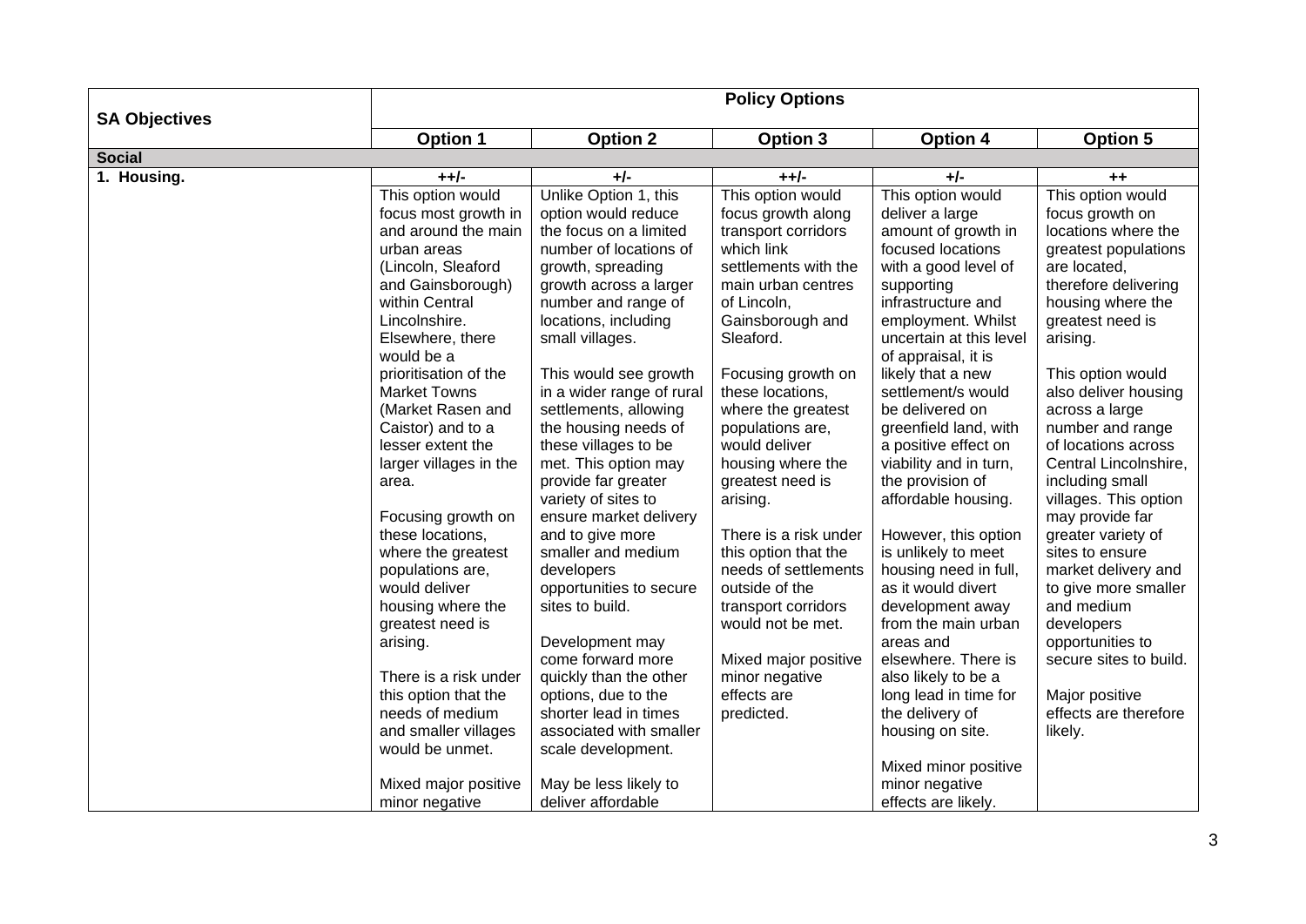| SA Objectives | Policy Options | | | | |
|---|---|---|---|---|---|
| | **Option 1** | **Option 2** | **Option 3** | **Option 4** | **Option 5** |
| **Social** | | | | | |
| **1. Housing.** | **++/-** | **+/-** | **++/-** | **+/-** | **++** |
| | This option would focus most growth in and around the main urban areas (Lincoln, Sleaford and Gainsborough) within Central Lincolnshire. Elsewhere, there would be a prioritisation of the Market Towns (Market Rasen and Caistor) and to a lesser extent the larger villages in the area.<br><br>Focusing growth on these locations, where the greatest populations are, would deliver housing where the greatest need is arising.<br><br>There is a risk under this option that the needs of medium and smaller villages would be unmet.<br><br>Mixed major positive minor negative | Unlike Option 1, this option would reduce the focus on a limited number of locations of growth, spreading growth across a larger number and range of locations, including small villages.<br><br>This would see growth in a wider range of rural settlements, allowing the housing needs of these villages to be met. This option may provide far greater variety of sites to ensure market delivery and to give more smaller and medium developers opportunities to secure sites to build.<br><br>Development may come forward more quickly than the other options, due to the shorter lead in times associated with smaller scale development.<br><br>May be less likely to deliver affordable | This option would focus growth along transport corridors which link settlements with the main urban centres of Lincoln, Gainsborough and Sleaford.<br><br>Focusing growth on these locations, where the greatest populations are, would deliver housing where the greatest need is arising.<br><br>There is a risk under this option that the needs of settlements outside of the transport corridors would not be met.<br><br>Mixed major positive minor negative effects are predicted. | This option would deliver a large amount of growth in focused locations with a good level of supporting infrastructure and employment. Whilst uncertain at this level of appraisal, it is likely that a new settlement/s would be delivered on greenfield land, with a positive effect on viability and in turn, the provision of affordable housing.<br><br>However, this option is unlikely to meet housing need in full, as it would divert development away from the main urban areas and elsewhere. There is also likely to be a long lead in time for the delivery of housing on site.<br><br>Mixed minor positive minor negative effects are likely. | This option would focus growth on locations where the greatest populations are located, therefore delivering housing where the greatest need is arising.<br><br>This option would also deliver housing across a large number and range of locations across Central Lincolnshire, including small villages. This option may provide far greater variety of sites to ensure market delivery and to give more smaller and medium developers opportunities to secure sites to build.<br><br>Major positive effects are therefore likely. |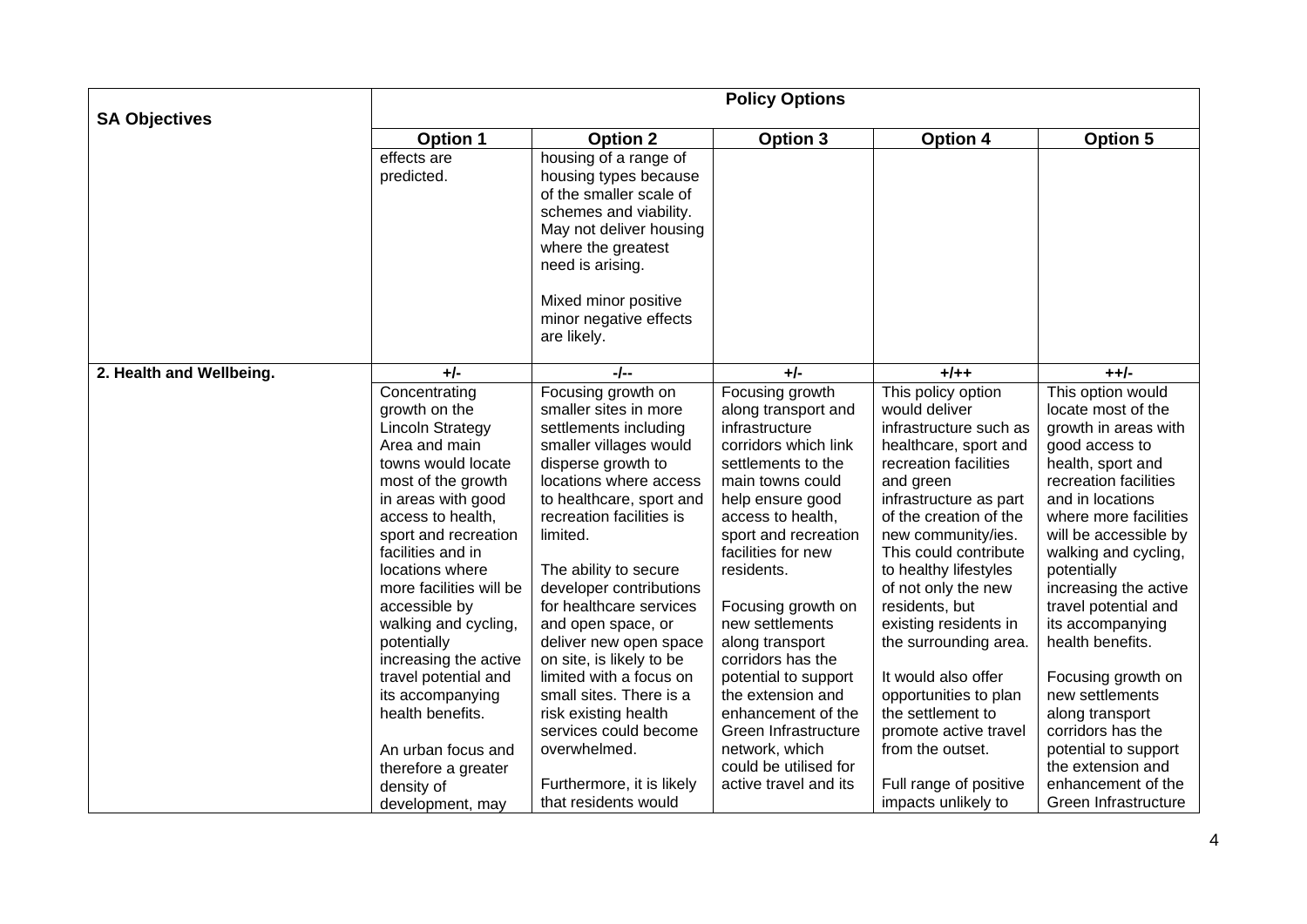| SA Objectives | Policy Options | | | | |
|---|---|---|---|---|---|
| | **Option 1** | **Option 2** | **Option 3** | **Option 4** | **Option 5** |
| | effects are predicted. | housing of a range of housing types because of the smaller scale of schemes and viability. May not deliver housing where the greatest need is arising.<br><br>Mixed minor positive minor negative effects are likely. | | | |
| **2. Health and Wellbeing.** | **+/-** | **-/--** | **+/-** | **+/++** | **++/-** |
| | Concentrating growth on the Lincoln Strategy Area and main towns would locate most of the growth in areas with good access to health, sport and recreation facilities and in locations where more facilities will be accessible by walking and cycling, potentially increasing the active travel potential and its accompanying health benefits.<br><br>An urban focus and therefore a greater density of development, may | Focusing growth on smaller sites in more settlements including smaller villages would disperse growth to locations where access to healthcare, sport and recreation facilities is limited.<br><br>The ability to secure developer contributions for healthcare services and open space, or deliver new open space on site, is likely to be limited with a focus on small sites. There is a risk existing health services could become overwhelmed.<br><br>Furthermore, it is likely that residents would | Focusing growth along transport and infrastructure corridors which link settlements to the main towns could help ensure good access to health, sport and recreation facilities for new residents.<br><br>Focusing growth on new settlements along transport corridors has the potential to support the extension and enhancement of the Green Infrastructure network, which could be utilised for active travel and its | This policy option would deliver infrastructure such as healthcare, sport and recreation facilities and green infrastructure as part of the creation of the new community/ies. This could contribute to healthy lifestyles of not only the new residents, but existing residents in the surrounding area.<br><br>It would also offer opportunities to plan the settlement to promote active travel from the outset.<br><br>Full range of positive impacts unlikely to | This option would locate most of the growth in areas with good access to health, sport and recreation facilities and in locations where more facilities will be accessible by walking and cycling, potentially increasing the active travel potential and its accompanying health benefits.<br><br>Focusing growth on new settlements along transport corridors has the potential to support the extension and enhancement of the Green Infrastructure |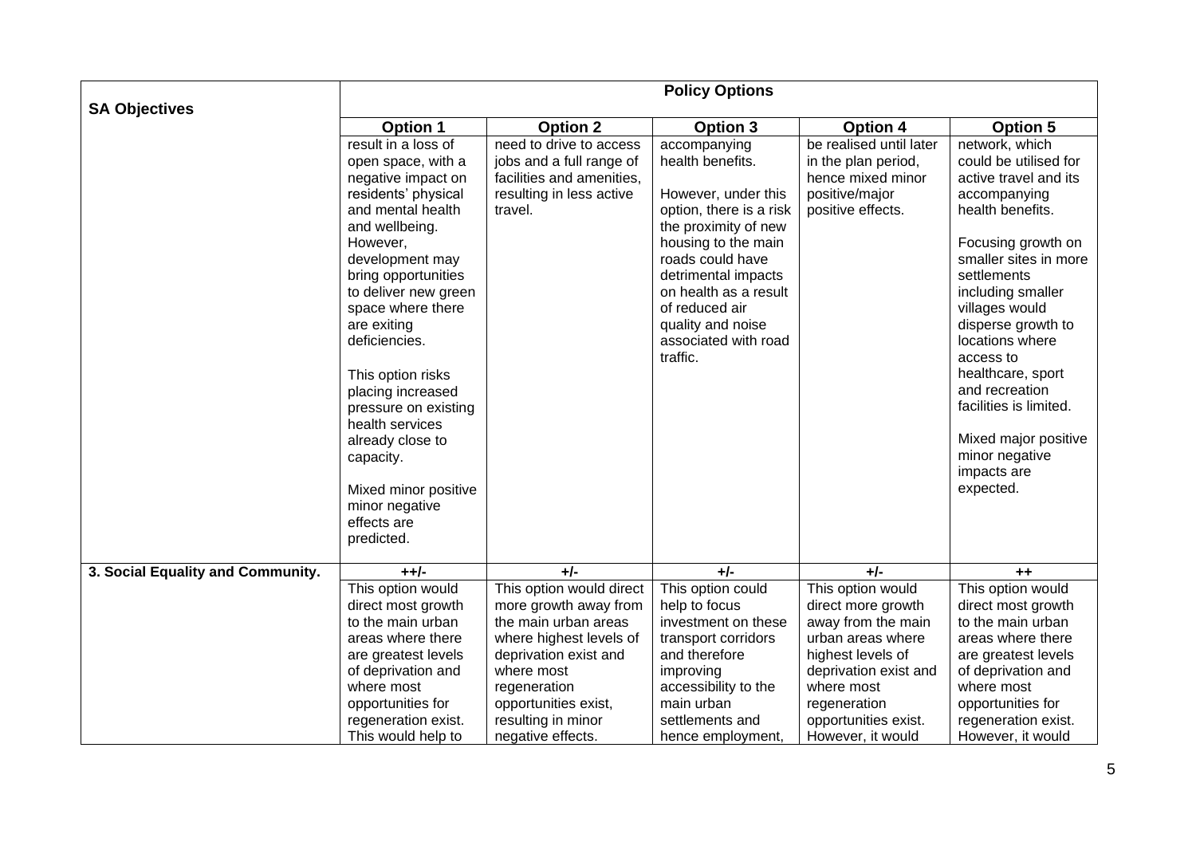| SA Objectives | Policy Options | | | | |
|---|---|---|---|---|---|
| | **Option 1** | **Option 2** | **Option 3** | **Option 4** | **Option 5** |
| | result in a loss of open space, with a negative impact on residents' physical and mental health and wellbeing. However, development may bring opportunities to deliver new green space where there are exiting deficiencies.<br><br>This option risks placing increased pressure on existing health services already close to capacity.<br><br>Mixed minor positive minor negative effects are predicted. | need to drive to access jobs and a full range of facilities and amenities, resulting in less active travel. | accompanying health benefits.<br><br>However, under this option, there is a risk the proximity of new housing to the main roads could have detrimental impacts on health as a result of reduced air quality and noise associated with road traffic. | be realised until later in the plan period, hence mixed minor positive/major positive effects. | network, which could be utilised for active travel and its accompanying health benefits.<br><br>Focusing growth on smaller sites in more settlements including smaller villages would disperse growth to locations where access to healthcare, sport and recreation facilities is limited.<br><br>Mixed major positive minor negative impacts are expected. |
| **3. Social Equality and Community.** | **++/-** | **+/-** | **+/-** | **+/-** | **++** |
| | This option would direct most growth to the main urban areas where there are greatest levels of deprivation and where most opportunities for regeneration exist. This would help to | This option would direct more growth away from the main urban areas where highest levels of deprivation exist and where most regeneration opportunities exist, resulting in minor negative effects. | This option could help to focus investment on these transport corridors and therefore improving accessibility to the main urban settlements and hence employment, | This option would direct more growth away from the main urban areas where highest levels of deprivation exist and where most regeneration opportunities exist. However, it would | This option would direct most growth to the main urban areas where there are greatest levels of deprivation and where most opportunities for regeneration exist. However, it would |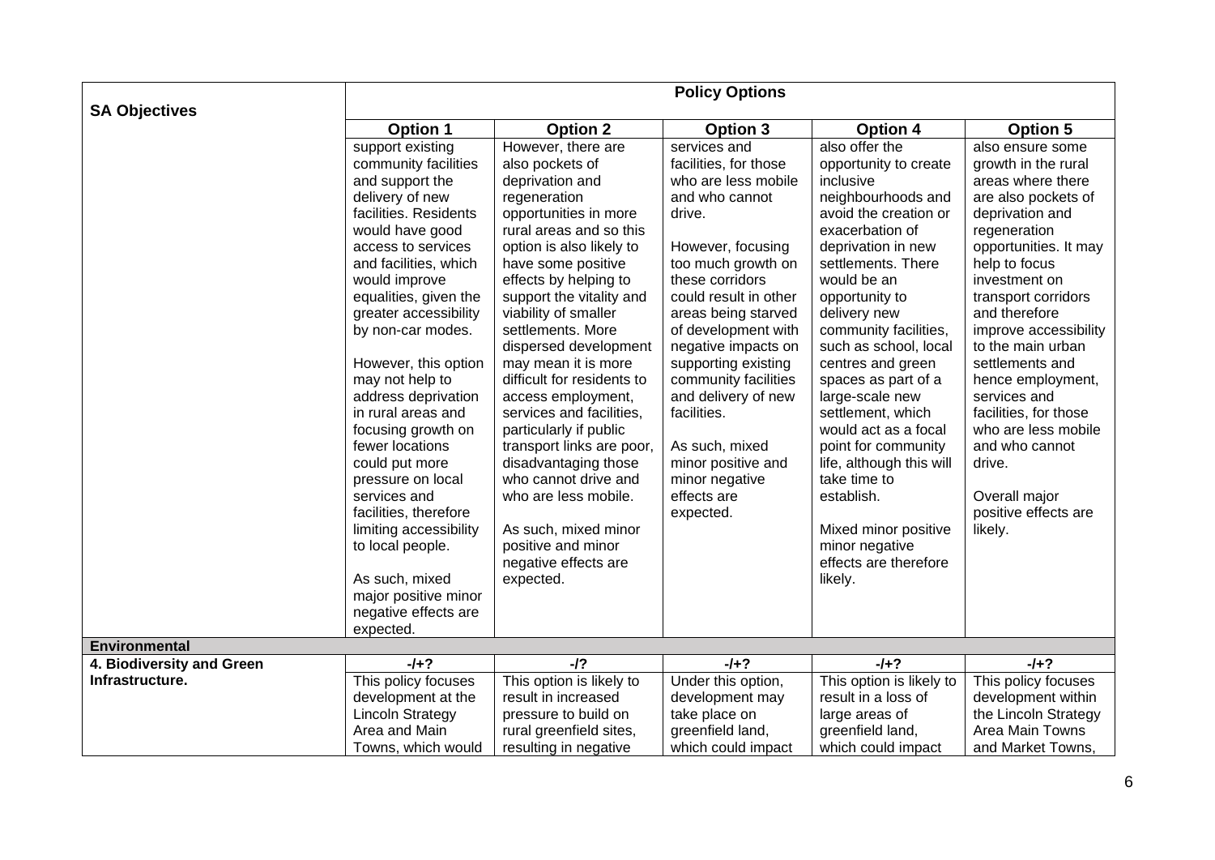| SA Objectives | Policy Options | | | | |
|---|---|---|---|---|---|
| | **Option 1** | **Option 2** | **Option 3** | **Option 4** | **Option 5** |
| | support existing community facilities and support the delivery of new facilities. Residents would have good access to services and facilities, which would improve equalities, given the greater accessibility by non-car modes.<br><br>However, this option may not help to address deprivation in rural areas and focusing growth on fewer locations could put more pressure on local services and facilities, therefore limiting accessibility to local people.<br><br>As such, mixed major positive minor negative effects are expected. | However, there are also pockets of deprivation and regeneration opportunities in more rural areas and so this option is also likely to have some positive effects by helping to support the vitality and viability of smaller settlements. More dispersed development may mean it is more difficult for residents to access employment, services and facilities, particularly if public transport links are poor, disadvantaging those who cannot drive and who are less mobile.<br><br>As such, mixed minor positive and minor negative effects are expected. | services and facilities, for those who are less mobile and who cannot drive.<br><br>However, focusing too much growth on these corridors could result in other areas being starved of development with negative impacts on supporting existing community facilities and delivery of new facilities.<br><br>As such, mixed minor positive and minor negative effects are expected. | also offer the opportunity to create inclusive neighbourhoods and avoid the creation or exacerbation of deprivation in new settlements. There would be an opportunity to delivery new community facilities, such as school, local centres and green spaces as part of a large-scale new settlement, which would act as a focal point for community life, although this will take time to establish.<br><br>Mixed minor positive minor negative effects are therefore likely. | also ensure some growth in the rural areas where there are also pockets of deprivation and regeneration opportunities. It may help to focus investment on transport corridors and therefore improve accessibility to the main urban settlements and hence employment, services and facilities, for those who are less mobile and who cannot drive.<br><br>Overall major positive effects are likely. |
| **Environmental** | | | | | |
| **4. Biodiversity and Green Infrastructure.** | **-/+?** | **-/?** | **-/+?** | **-/+?** | **-/+?** |
| | This policy focuses development at the Lincoln Strategy Area and Main Towns, which would | This option is likely to result in increased pressure to build on rural greenfield sites, resulting in negative | Under this option, development may take place on greenfield land, which could impact | This option is likely to result in a loss of large areas of greenfield land, which could impact | This policy focuses development within the Lincoln Strategy Area Main Towns and Market Towns, |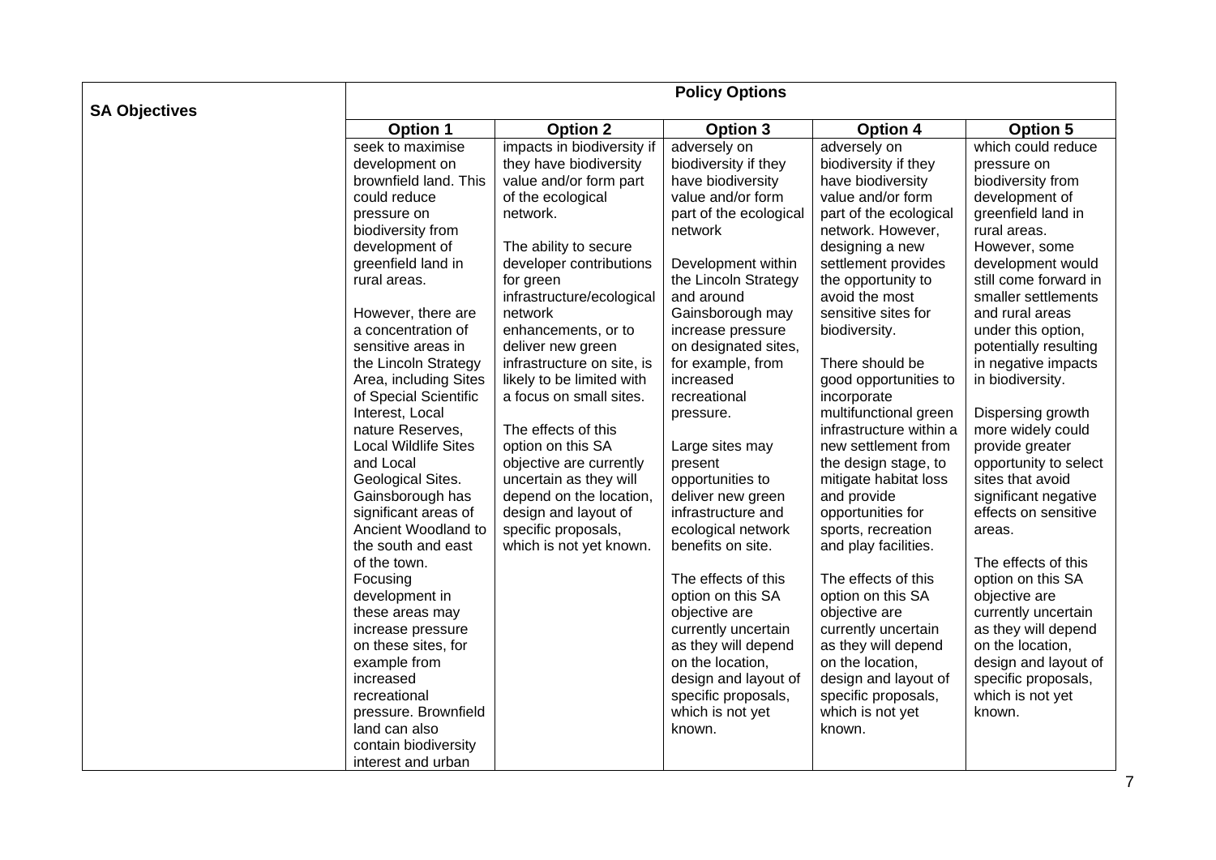| SA Objectives | Policy Options | | | | |
|---|---|---|---|---|---|
| | Option 1 | Option 2 | Option 3 | Option 4 | Option 5 |
| | seek to maximise development on brownfield land. This could reduce pressure on biodiversity from development of greenfield land in rural areas.<br><br>However, there are a concentration of sensitive areas in the Lincoln Strategy Area, including Sites of Special Scientific Interest, Local nature Reserves, Local Wildlife Sites and Local Geological Sites. Gainsborough has significant areas of Ancient Woodland to the south and east of the town. Focusing development in these areas may increase pressure on these sites, for example from increased recreational pressure. Brownfield land can also contain biodiversity interest and urban | impacts in biodiversity if they have biodiversity value and/or form part of the ecological network.<br><br>The ability to secure developer contributions for green infrastructure/ecological network enhancements, or to deliver new green infrastructure on site, is likely to be limited with a focus on small sites.<br><br>The effects of this option on this SA objective are currently uncertain as they will depend on the location, design and layout of specific proposals, which is not yet known. | adversely on biodiversity if they have biodiversity value and/or form part of the ecological network<br><br>Development within the Lincoln Strategy and around Gainsborough may increase pressure on designated sites, for example, from increased recreational pressure.<br><br>Large sites may present opportunities to deliver new green infrastructure and ecological network benefits on site.<br><br>The effects of this option on this SA objective are currently uncertain as they will depend on the location, design and layout of specific proposals, which is not yet known. | adversely on biodiversity if they have biodiversity value and/or form part of the ecological network. However, designing a new settlement provides the opportunity to avoid the most sensitive sites for biodiversity.<br><br>There should be good opportunities to incorporate multifunctional green infrastructure within a new settlement from the design stage, to mitigate habitat loss and provide opportunities for sports, recreation and play facilities.<br><br>The effects of this option on this SA objective are currently uncertain as they will depend on the location, design and layout of specific proposals, which is not yet known. | which could reduce pressure on biodiversity from development of greenfield land in rural areas. However, some development would still come forward in smaller settlements and rural areas under this option, potentially resulting in negative impacts in biodiversity.<br><br>Dispersing growth more widely could provide greater opportunity to select sites that avoid significant negative effects on sensitive areas.<br><br>The effects of this option on this SA objective are currently uncertain as they will depend on the location, design and layout of specific proposals, which is not yet known. |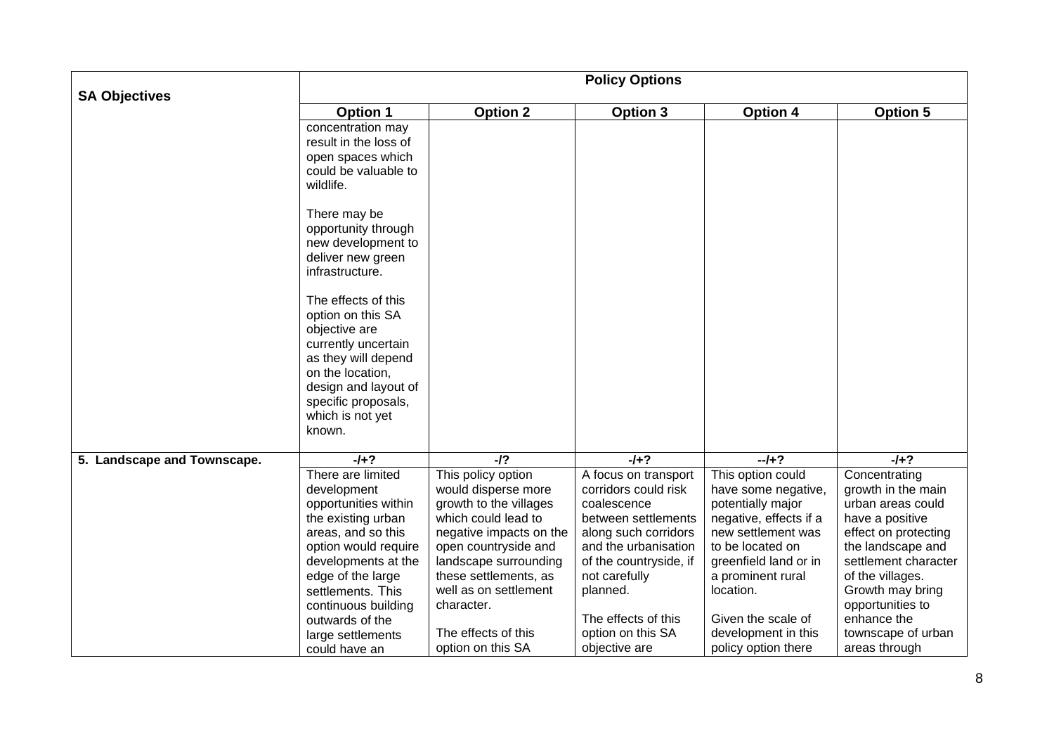| SA Objectives | Policy Options | | | | |
|---|---|---|---|---|---|
| | **Option 1** | **Option 2** | **Option 3** | **Option 4** | **Option 5** |
| | concentration may result in the loss of open spaces which could be valuable to wildlife.<br><br>There may be opportunity through new development to deliver new green infrastructure.<br><br>The effects of this option on this SA objective are currently uncertain as they will depend on the location, design and layout of specific proposals, which is not yet known. | | | | |
| **5. Landscape and Townscape.** | **-/+?** | **-/?** | **-/+?** | **--/+?** | **-/+?** |
| | There are limited development opportunities within the existing urban areas, and so this option would require developments at the edge of the large settlements. This continuous building outwards of the large settlements could have an | This policy option would disperse more growth to the villages which could lead to negative impacts on the open countryside and landscape surrounding these settlements, as well as on settlement character.<br><br>The effects of this option on this SA | A focus on transport corridors could risk coalescence between settlements along such corridors and the urbanisation of the countryside, if not carefully planned.<br><br>The effects of this option on this SA objective are | This option could have some negative, potentially major negative, effects if a new settlement was to be located on greenfield land or in a prominent rural location.<br><br>Given the scale of development in this policy option there | Concentrating growth in the main urban areas could have a positive effect on protecting the landscape and settlement character of the villages. Growth may bring opportunities to enhance the townscape of urban areas through |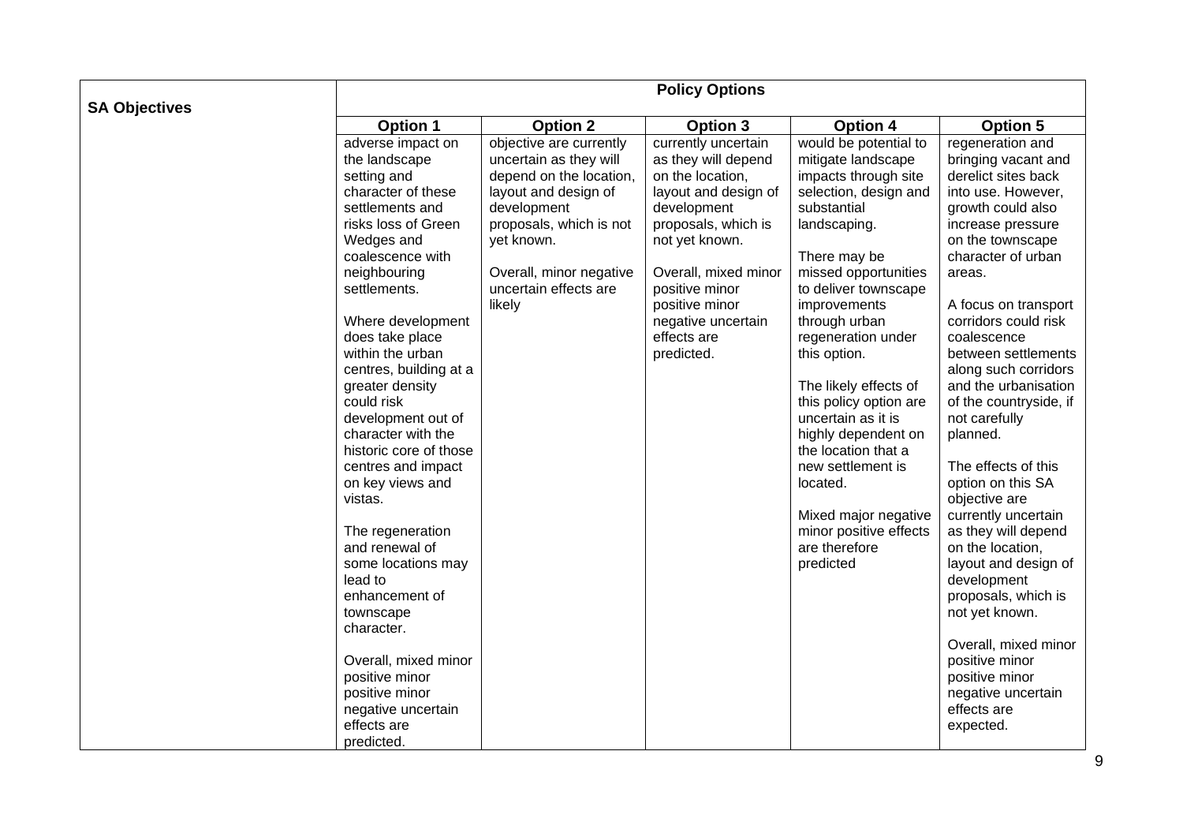| SA Objectives | Policy Options | | | | |
|---|---|---|---|---|---|
| | **Option 1** | **Option 2** | **Option 3** | **Option 4** | **Option 5** |
| | adverse impact on the landscape setting and character of these settlements and risks loss of Green Wedges and coalescence with neighbouring settlements.<br><br>Where development does take place within the urban centres, building at a greater density could risk development out of character with the historic core of those centres and impact on key views and vistas.<br><br>The regeneration and renewal of some locations may lead to enhancement of townscape character.<br><br>Overall, mixed minor positive minor positive minor negative uncertain effects are predicted. | objective are currently uncertain as they will depend on the location, layout and design of development proposals, which is not yet known.<br><br>Overall, minor negative uncertain effects are likely | currently uncertain as they will depend on the location, layout and design of development proposals, which is not yet known.<br><br>Overall, mixed minor positive minor positive minor negative uncertain effects are predicted. | would be potential to mitigate landscape impacts through site selection, design and substantial landscaping.<br><br>There may be missed opportunities to deliver townscape improvements through urban regeneration under this option.<br><br>The likely effects of this policy option are uncertain as it is highly dependent on the location that a new settlement is located.<br><br>Mixed major negative minor positive effects are therefore predicted | regeneration and bringing vacant and derelict sites back into use. However, growth could also increase pressure on the townscape character of urban areas.<br><br>A focus on transport corridors could risk coalescence between settlements along such corridors and the urbanisation of the countryside, if not carefully planned.<br><br>The effects of this option on this SA objective are currently uncertain as they will depend on the location, layout and design of development proposals, which is not yet known.<br><br>Overall, mixed minor positive minor positive minor negative uncertain effects are expected. |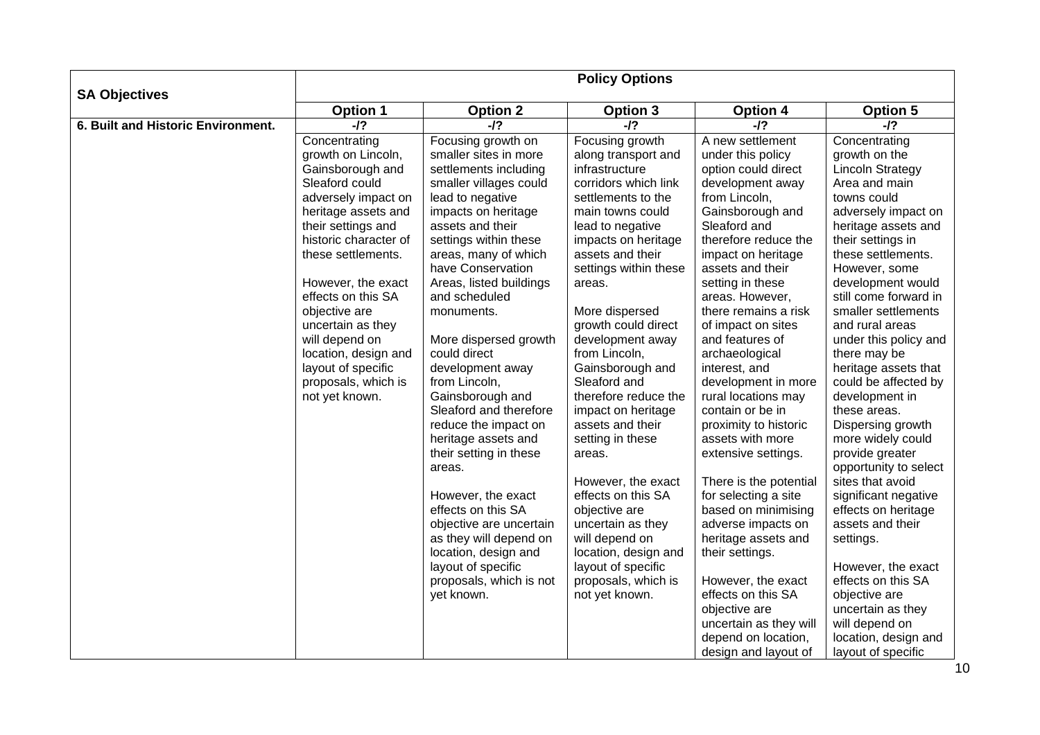| SA Objectives | Policy Options | | | | |
|---|---|---|---|---|---|
| | **Option 1** | **Option 2** | **Option 3** | **Option 4** | **Option 5** |
| **6. Built and Historic Environment.** | **-/?** | **-/?** | **-/?** | **-/?** | **-/?** |
| | Concentrating growth on Lincoln, Gainsborough and Sleaford could adversely impact on heritage assets and their settings and historic character of these settlements.<br><br>However, the exact effects on this SA objective are uncertain as they will depend on location, design and layout of specific proposals, which is not yet known. | Focusing growth on smaller sites in more settlements including smaller villages could lead to negative impacts on heritage assets and their settings within these areas, many of which have Conservation Areas, listed buildings and scheduled monuments.<br><br>More dispersed growth could direct development away from Lincoln, Gainsborough and Sleaford and therefore reduce the impact on heritage assets and their setting in these areas.<br><br>However, the exact effects on this SA objective are uncertain as they will depend on location, design and layout of specific proposals, which is not yet known. | Focusing growth along transport and infrastructure corridors which link settlements to the main towns could lead to negative impacts on heritage assets and their settings within these areas.<br><br>More dispersed growth could direct development away from Lincoln, Gainsborough and Sleaford and therefore reduce the impact on heritage assets and their setting in these areas.<br><br>However, the exact effects on this SA objective are uncertain as they will depend on location, design and layout of specific proposals, which is not yet known. | A new settlement under this policy option could direct development away from Lincoln, Gainsborough and Sleaford and therefore reduce the impact on heritage assets and their setting in these areas. However, there remains a risk of impact on sites and features of archaeological interest, and development in more rural locations may contain or be in proximity to historic assets with more extensive settings.<br><br>There is the potential for selecting a site based on minimising adverse impacts on heritage assets and their settings.<br><br>However, the exact effects on this SA objective are uncertain as they will depend on location, design and layout of | Concentrating growth on the Lincoln Strategy Area and main towns could adversely impact on heritage assets and their settings in these settlements. However, some development would still come forward in smaller settlements and rural areas under this policy and there may be heritage assets that could be affected by development in these areas. Dispersing growth more widely could provide greater opportunity to select sites that avoid significant negative effects on heritage assets and their settings.<br><br>However, the exact effects on this SA objective are uncertain as they will depend on location, design and layout of specific |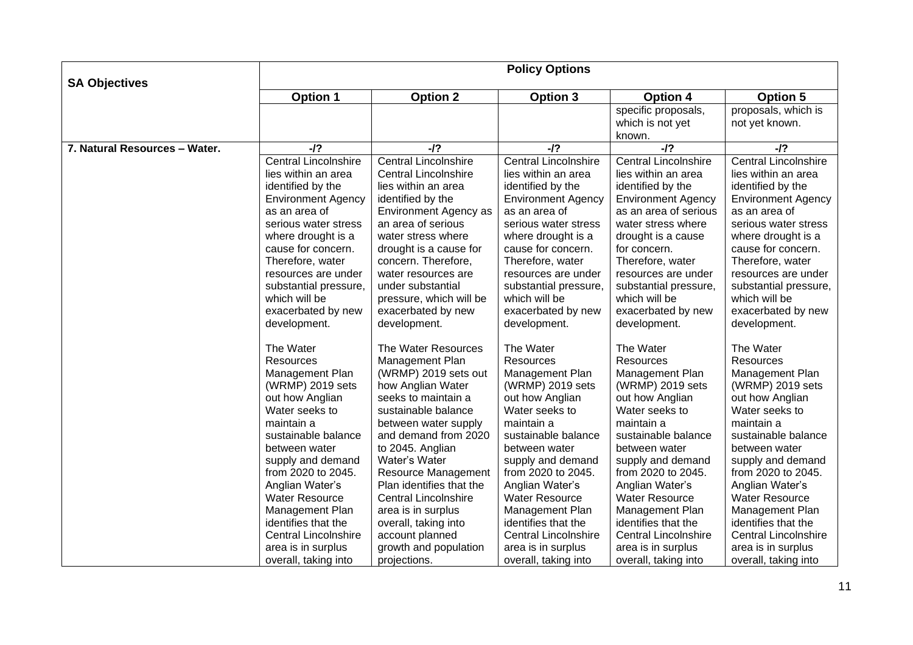| SA Objectives | Policy Options | | | | |
|---|---|---|---|---|---|
| | **Option 1** | **Option 2** | **Option 3** | **Option 4** | **Option 5** |
| | | | | specific proposals, which is not yet known. | proposals, which is not yet known. |
| **7. Natural Resources – Water.** | **-/?** | **-/?** | **-/?** | **-/?** | **-/?** |
| | Central Lincolnshire lies within an area identified by the Environment Agency as an area of serious water stress where drought is a cause for concern. Therefore, water resources are under substantial pressure, which will be exacerbated by new development.<br><br>The Water Resources Management Plan (WRMP) 2019 sets out how Anglian Water seeks to maintain a sustainable balance between water supply and demand from 2020 to 2045. Anglian Water's Water Resource Management Plan identifies that the Central Lincolnshire area is in surplus overall, taking into | Central Lincolnshire Central Lincolnshire lies within an area identified by the Environment Agency as an area of serious water stress where drought is a cause for concern. Therefore, water resources are under substantial pressure, which will be exacerbated by new development.<br><br>The Water Resources Management Plan (WRMP) 2019 sets out how Anglian Water seeks to maintain a sustainable balance between water supply and demand from 2020 to 2045. Anglian Water's Water Resource Management Plan identifies that the Central Lincolnshire area is in surplus overall, taking into account planned growth and population projections. | Central Lincolnshire lies within an area identified by the Environment Agency as an area of serious water stress where drought is a cause for concern. Therefore, water resources are under substantial pressure, which will be exacerbated by new development.<br><br>The Water Resources Management Plan (WRMP) 2019 sets out how Anglian Water seeks to maintain a sustainable balance between water supply and demand from 2020 to 2045. Anglian Water's Water Resource Management Plan identifies that the Central Lincolnshire area is in surplus overall, taking into | Central Lincolnshire lies within an area identified by the Environment Agency as an area of serious water stress where drought is a cause for concern. Therefore, water resources are under substantial pressure, which will be exacerbated by new development.<br><br>The Water Resources Management Plan (WRMP) 2019 sets out how Anglian Water seeks to maintain a sustainable balance between water supply and demand from 2020 to 2045. Anglian Water's Water Resource Management Plan identifies that the Central Lincolnshire area is in surplus overall, taking into | Central Lincolnshire lies within an area identified by the Environment Agency as an area of serious water stress where drought is a cause for concern. Therefore, water resources are under substantial pressure, which will be exacerbated by new development.<br><br>The Water Resources Management Plan (WRMP) 2019 sets out how Anglian Water seeks to maintain a sustainable balance between water supply and demand from 2020 to 2045. Anglian Water's Water Resource Management Plan identifies that the Central Lincolnshire area is in surplus overall, taking into |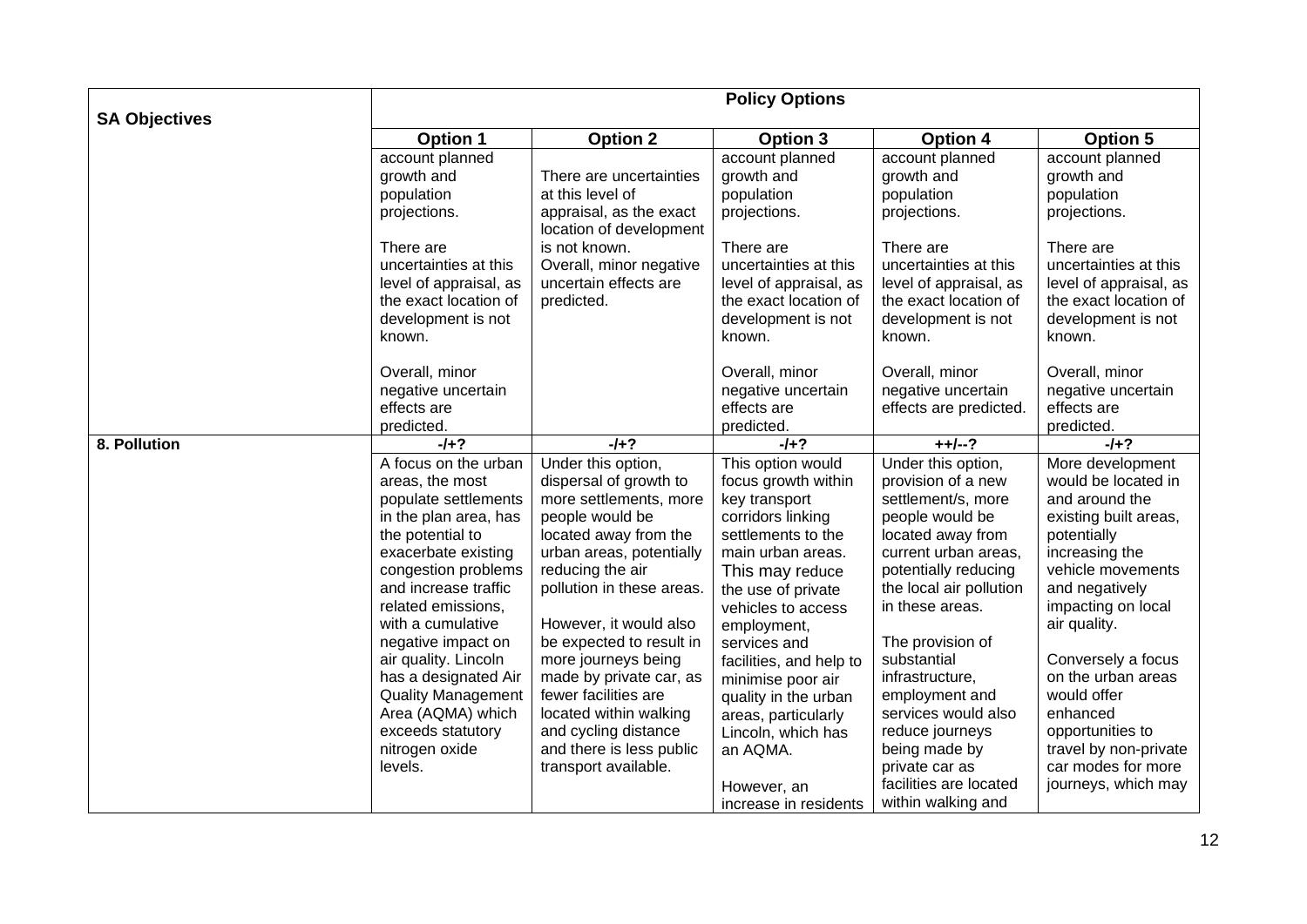| SA Objectives | Policy Options | | | | |
|---|---|---|---|---|---|
| | Option 1 | Option 2 | Option 3 | Option 4 | Option 5 |
| | account planned growth and population projections.<br><br>There are uncertainties at this level of appraisal, as the exact location of development is not known.<br><br>Overall, minor negative uncertain effects are predicted. | There are uncertainties at this level of appraisal, as the exact location of development is not known. Overall, minor negative uncertain effects are predicted. | account planned growth and population projections.<br><br>There are uncertainties at this level of appraisal, as the exact location of development is not known.<br><br>Overall, minor negative uncertain effects are predicted. | account planned growth and population projections.<br><br>There are uncertainties at this level of appraisal, as the exact location of development is not known.<br><br>Overall, minor negative uncertain effects are predicted. | account planned growth and population projections.<br><br>There are uncertainties at this level of appraisal, as the exact location of development is not known.<br><br>Overall, minor negative uncertain effects are predicted. |
| **8. Pollution** | **-/+?** | **-/+?** | **-/+?** | **++/--?** | **-/+?** |
| | A focus on the urban areas, the most populate settlements in the plan area, has the potential to exacerbate existing congestion problems and increase traffic related emissions, with a cumulative negative impact on air quality. Lincoln has a designated Air Quality Management Area (AQMA) which exceeds statutory nitrogen oxide levels. | Under this option, dispersal of growth to more settlements, more people would be located away from the urban areas, potentially reducing the air pollution in these areas.<br><br>However, it would also be expected to result in more journeys being made by private car, as fewer facilities are located within walking and cycling distance and there is less public transport available. | This option would focus growth within key transport corridors linking settlements to the main urban areas. This may reduce the use of private vehicles to access employment, services and facilities, and help to minimise poor air quality in the urban areas, particularly Lincoln, which has an AQMA.<br><br>However, an increase in residents | Under this option, provision of a new settlement/s, more people would be located away from current urban areas, potentially reducing the local air pollution in these areas.<br><br>The provision of substantial infrastructure, employment and services would also reduce journeys being made by private car as facilities are located within walking and | More development would be located in and around the existing built areas, potentially increasing the vehicle movements and negatively impacting on local air quality.<br><br>Conversely a focus on the urban areas would offer enhanced opportunities to travel by non-private car modes for more journeys, which may |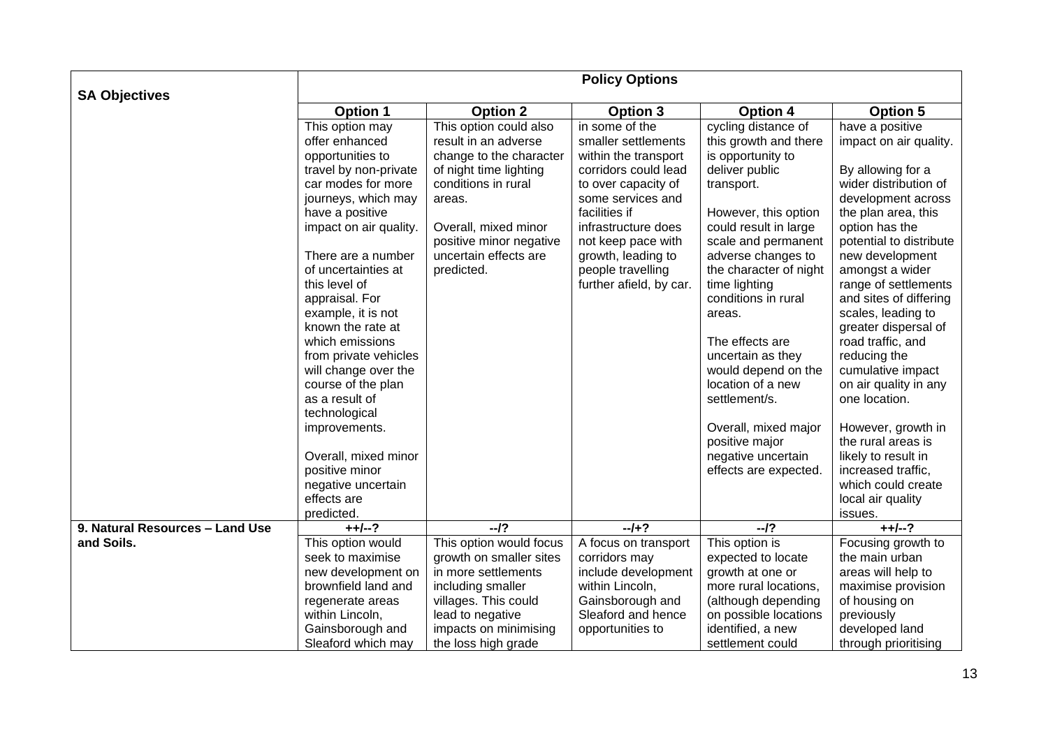| SA Objectives | Policy Options | | | | |
|---|---|---|---|---|---|
| | **Option 1** | **Option 2** | **Option 3** | **Option 4** | **Option 5** |
| | This option may offer enhanced opportunities to travel by non-private car modes for more journeys, which may have a positive impact on air quality.<br><br>There are a number of uncertainties at this level of appraisal. For example, it is not known the rate at which emissions from private vehicles will change over the course of the plan as a result of technological improvements.<br><br>Overall, mixed minor positive minor negative uncertain effects are predicted. | This option could also result in an adverse change to the character of night time lighting conditions in rural areas.<br><br>Overall, mixed minor positive minor negative uncertain effects are predicted. | in some of the smaller settlements within the transport corridors could lead to over capacity of some services and facilities if infrastructure does not keep pace with growth, leading to people travelling further afield, by car. | cycling distance of this growth and there is opportunity to deliver public transport.<br><br>However, this option could result in large scale and permanent adverse changes to the character of night time lighting conditions in rural areas.<br><br>The effects are uncertain as they would depend on the location of a new settlement/s.<br><br>Overall, mixed major positive major negative uncertain effects are expected. | have a positive impact on air quality.<br><br>By allowing for a wider distribution of development across the plan area, this option has the potential to distribute new development amongst a wider range of settlements and sites of differing scales, leading to greater dispersal of road traffic, and reducing the cumulative impact on air quality in any one location.<br><br>However, growth in the rural areas is likely to result in increased traffic, which could create local air quality issues. |
| **9. Natural Resources – Land Use and Soils.** | **++/--?** | **--/?** | **--/+?** | **--/?** | **++/--?** |
| | This option would seek to maximise new development on brownfield land and regenerate areas within Lincoln, Gainsborough and Sleaford which may | This option would focus growth on smaller sites in more settlements including smaller villages. This could lead to negative impacts on minimising the loss high grade | A focus on transport corridors may include development within Lincoln, Gainsborough and Sleaford and hence opportunities to | This option is expected to locate growth at one or more rural locations, (although depending on possible locations identified, a new settlement could | Focusing growth to the main urban areas will help to maximise provision of housing on previously developed land through prioritising |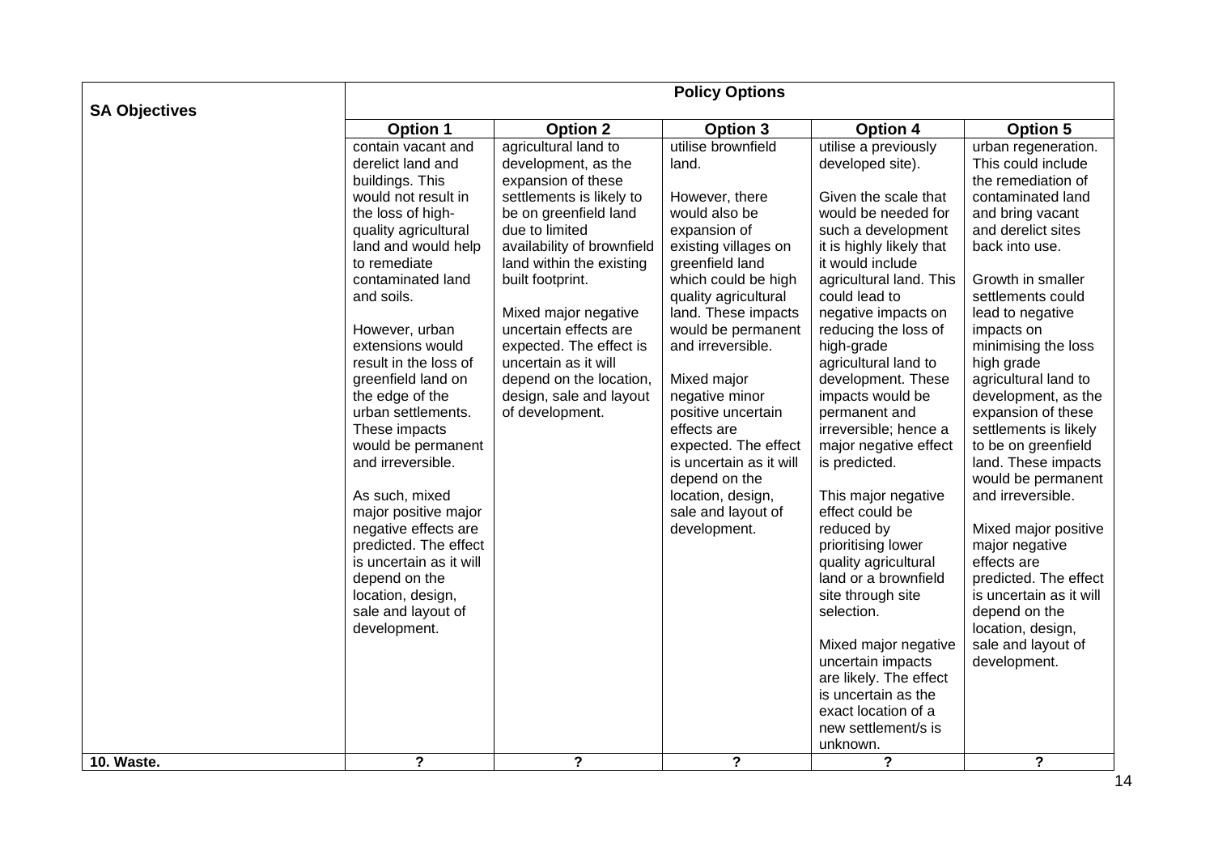| SA Objectives | Policy Options | | | | |
|---|---|---|---|---|---|
| | **Option 1** | **Option 2** | **Option 3** | **Option 4** | **Option 5** |
| | contain vacant and derelict land and buildings. This would not result in the loss of high-quality agricultural land and would help to remediate contaminated land and soils.<br><br>However, urban extensions would result in the loss of greenfield land on the edge of the urban settlements. These impacts would be permanent and irreversible.<br><br>As such, mixed major positive major negative effects are predicted. The effect is uncertain as it will depend on the location, design, sale and layout of development. | agricultural land to development, as the expansion of these settlements is likely to be on greenfield land due to limited availability of brownfield land within the existing built footprint.<br><br>Mixed major negative uncertain effects are expected. The effect is uncertain as it will depend on the location, design, sale and layout of development. | utilise brownfield land.<br><br>However, there would also be expansion of existing villages on greenfield land which could be high quality agricultural land. These impacts would be permanent and irreversible.<br><br>Mixed major negative minor positive uncertain effects are expected. The effect is uncertain as it will depend on the location, design, sale and layout of development. | utilise a previously developed site).<br><br>Given the scale that would be needed for such a development it is highly likely that it would include agricultural land. This could lead to negative impacts on reducing the loss of high-grade agricultural land to development. These impacts would be permanent and irreversible; hence a major negative effect is predicted.<br><br>This major negative effect could be reduced by prioritising lower quality agricultural land or a brownfield site through site selection.<br><br>Mixed major negative uncertain impacts are likely. The effect is uncertain as the exact location of a new settlement/s is unknown. | urban regeneration. This could include the remediation of contaminated land and bring vacant and derelict sites back into use.<br><br>Growth in smaller settlements could lead to negative impacts on minimising the loss high grade agricultural land to development, as the expansion of these settlements is likely to be on greenfield land. These impacts would be permanent and irreversible.<br><br>Mixed major positive major negative effects are predicted. The effect is uncertain as it will depend on the location, design, sale and layout of development. |
| **10. Waste.** | **?** | **?** | **?** | **?** | **?** |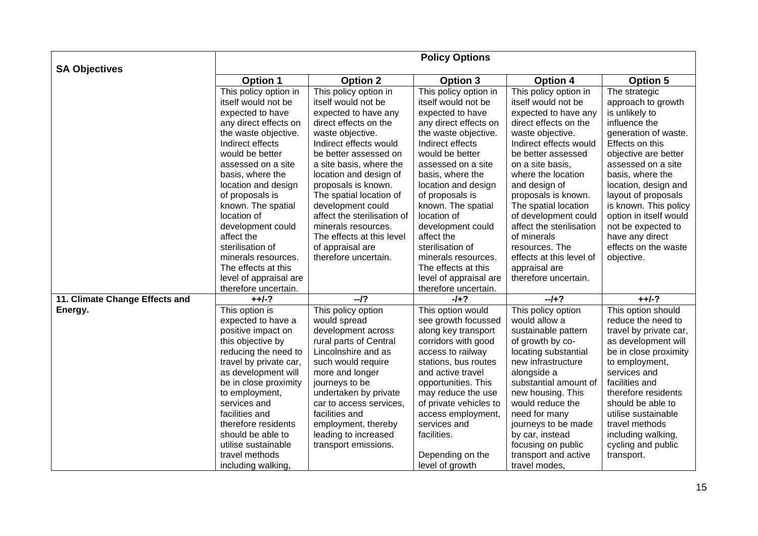| SA Objectives | Policy Options | | | | |
|---|---|---|---|---|---|
| | **Option 1** | **Option 2** | **Option 3** | **Option 4** | **Option 5** |
| | This policy option in itself would not be expected to have any direct effects on the waste objective. Indirect effects would be better assessed on a site basis, where the location and design of proposals is known. The spatial location of development could affect the sterilisation of minerals resources. The effects at this level of appraisal are therefore uncertain. | This policy option in itself would not be expected to have any direct effects on the waste objective. Indirect effects would be better assessed on a site basis, where the location and design of proposals is known. The spatial location of development could affect the sterilisation of minerals resources. The effects at this level of appraisal are therefore uncertain. | This policy option in itself would not be expected to have any direct effects on the waste objective. Indirect effects would be better assessed on a site basis, where the location and design of proposals is known. The spatial location of development could affect the sterilisation of minerals resources. The effects at this level of appraisal are therefore uncertain. | This policy option in itself would not be expected to have any direct effects on the waste objective. Indirect effects would be better assessed on a site basis, where the location and design of proposals is known. The spatial location of development could affect the sterilisation of minerals resources. The effects at this level of appraisal are therefore uncertain. | The strategic approach to growth is unlikely to influence the generation of waste. Effects on this objective are better assessed on a site basis, where the location, design and layout of proposals is known. This policy option in itself would not be expected to have any direct effects on the waste objective. |
| **11. Climate Change Effects and Energy.** | **++/-?** | **--/?** | **-/+?** | **--/+?** | **++/-?** |
| | This option is expected to have a positive impact on this objective by reducing the need to travel by private car, as development will be in close proximity to employment, services and facilities and therefore residents should be able to utilise sustainable travel methods including walking, | This policy option would spread development across rural parts of Central Lincolnshire and as such would require more and longer journeys to be undertaken by private car to access services, facilities and employment, thereby leading to increased transport emissions. | This option would see growth focussed along key transport corridors with good access to railway stations, bus routes and active travel opportunities. This may reduce the use of private vehicles to access employment, services and facilities.<br><br>Depending on the level of growth | This policy option would allow a sustainable pattern of growth by co-locating substantial new infrastructure alongside a substantial amount of new housing. This would reduce the need for many journeys to be made by car, instead focusing on public transport and active travel modes, | This option should reduce the need to travel by private car, as development will be in close proximity to employment, services and facilities and therefore residents should be able to utilise sustainable travel methods including walking, cycling and public transport. |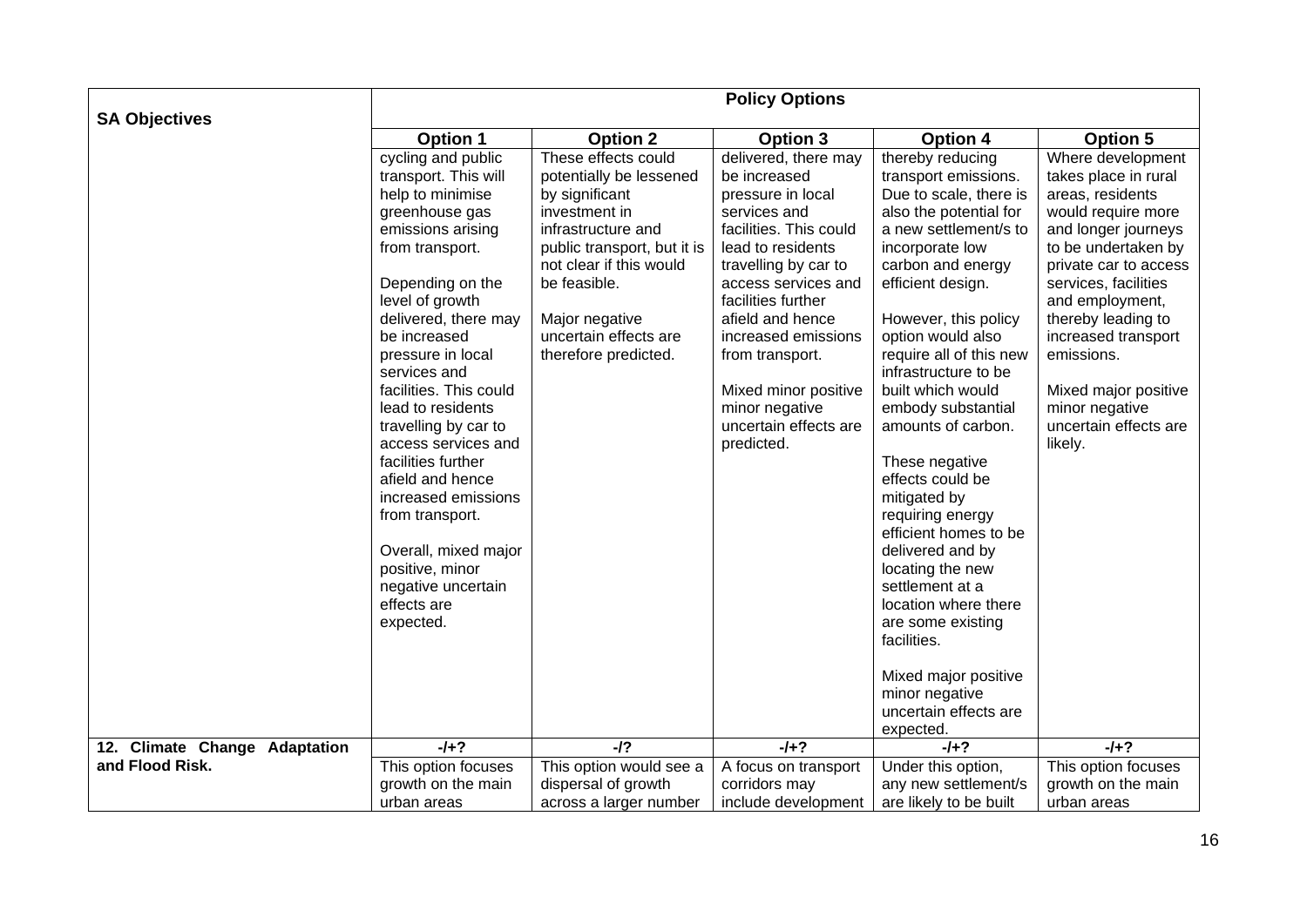| SA Objectives | Policy Options | | | | |
|---|---|---|---|---|---|
| | **Option 1** | **Option 2** | **Option 3** | **Option 4** | **Option 5** |
| | cycling and public transport. This will help to minimise greenhouse gas emissions arising from transport.<br><br>Depending on the level of growth delivered, there may be increased pressure in local services and facilities. This could lead to residents travelling by car to access services and facilities further afield and hence increased emissions from transport.<br><br>Overall, mixed major positive, minor negative uncertain effects are expected. | These effects could potentially be lessened by significant investment in infrastructure and public transport, but it is not clear if this would be feasible.<br><br>Major negative uncertain effects are therefore predicted. | delivered, there may be increased pressure in local services and facilities. This could lead to residents travelling by car to access services and facilities further afield and hence increased emissions from transport.<br><br>Mixed minor positive minor negative uncertain effects are predicted. | thereby reducing transport emissions. Due to scale, there is also the potential for a new settlement/s to incorporate low carbon and energy efficient design.<br><br>However, this policy option would also require all of this new infrastructure to be built which would embody substantial amounts of carbon.<br><br>These negative effects could be mitigated by requiring energy efficient homes to be delivered and by locating the new settlement at a location where there are some existing facilities.<br><br>Mixed major positive minor negative uncertain effects are expected. | Where development takes place in rural areas, residents would require more and longer journeys to be undertaken by private car to access services, facilities and employment, thereby leading to increased transport emissions.<br><br>Mixed major positive minor negative uncertain effects are likely. |
| **12. Climate Change Adaptation and Flood Risk.** | **-/+?** | **-/?** | **-/+?** | **-/+?** | **-/+?** |
| | This option focuses growth on the main urban areas | This option would see a dispersal of growth across a larger number | A focus on transport corridors may include development | Under this option, any new settlement/s are likely to be built | This option focuses growth on the main urban areas |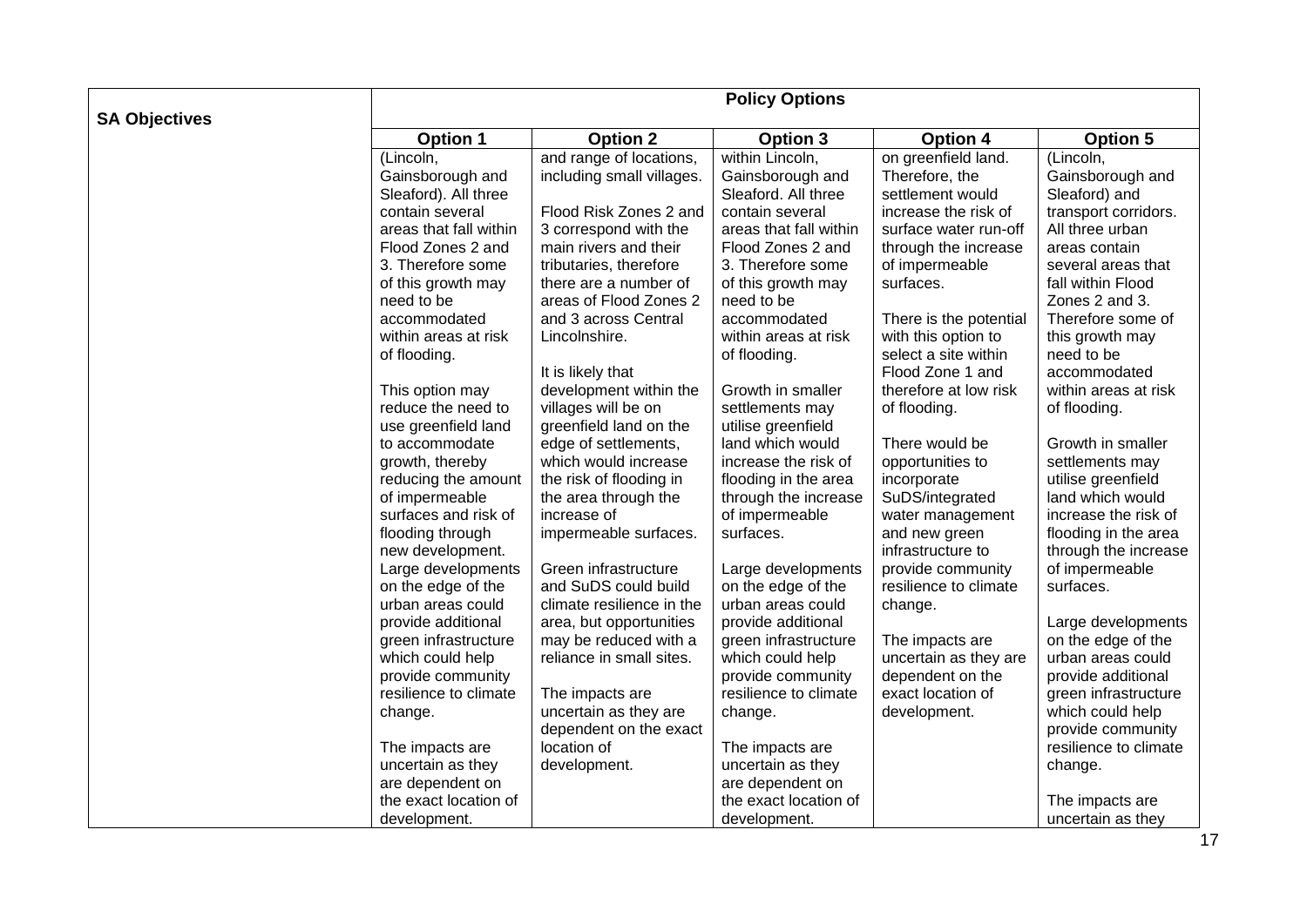| SA Objectives | Policy Options | | | | |
|---|---|---|---|---|---|
| | Option 1 | Option 2 | Option 3 | Option 4 | Option 5 |
| | (Lincoln, Gainsborough and Sleaford). All three contain several areas that fall within Flood Zones 2 and 3. Therefore some of this growth may need to be accommodated within areas at risk of flooding.<br><br>This option may reduce the need to use greenfield land to accommodate growth, thereby reducing the amount of impermeable surfaces and risk of flooding through new development. Large developments on the edge of the urban areas could provide additional green infrastructure which could help provide community resilience to climate change.<br><br>The impacts are uncertain as they are dependent on the exact location of development. | and range of locations, including small villages.<br><br>Flood Risk Zones 2 and 3 correspond with the main rivers and their tributaries, therefore there are a number of areas of Flood Zones 2 and 3 across Central Lincolnshire.<br><br>It is likely that development within the villages will be on greenfield land on the edge of settlements, which would increase the risk of flooding in the area through the increase of impermeable surfaces.<br><br>Green infrastructure and SuDS could build climate resilience in the area, but opportunities may be reduced with a reliance in small sites.<br><br>The impacts are uncertain as they are dependent on the exact location of development. | within Lincoln, Gainsborough and Sleaford. All three contain several areas that fall within Flood Zones 2 and 3. Therefore some of this growth may need to be accommodated within areas at risk of flooding.<br><br>Growth in smaller settlements may utilise greenfield land which would increase the risk of flooding in the area through the increase of impermeable surfaces.<br><br>Large developments on the edge of the urban areas could provide additional green infrastructure which could help provide community resilience to climate change.<br><br>The impacts are uncertain as they are dependent on the exact location of development. | on greenfield land. Therefore, the settlement would increase the risk of surface water run-off through the increase of impermeable surfaces.<br><br>There is the potential with this option to select a site within Flood Zone 1 and therefore at low risk of flooding.<br><br>There would be opportunities to incorporate SuDS/integrated water management and new green infrastructure to provide community resilience to climate change.<br><br>The impacts are uncertain as they are dependent on the exact location of development. | (Lincoln, Gainsborough and Sleaford) and transport corridors. All three urban areas contain several areas that fall within Flood Zones 2 and 3. Therefore some of this growth may need to be accommodated within areas at risk of flooding.<br><br>Growth in smaller settlements may utilise greenfield land which would increase the risk of flooding in the area through the increase of impermeable surfaces.<br><br>Large developments on the edge of the urban areas could provide additional green infrastructure which could help provide community resilience to climate change.<br><br>The impacts are uncertain as they |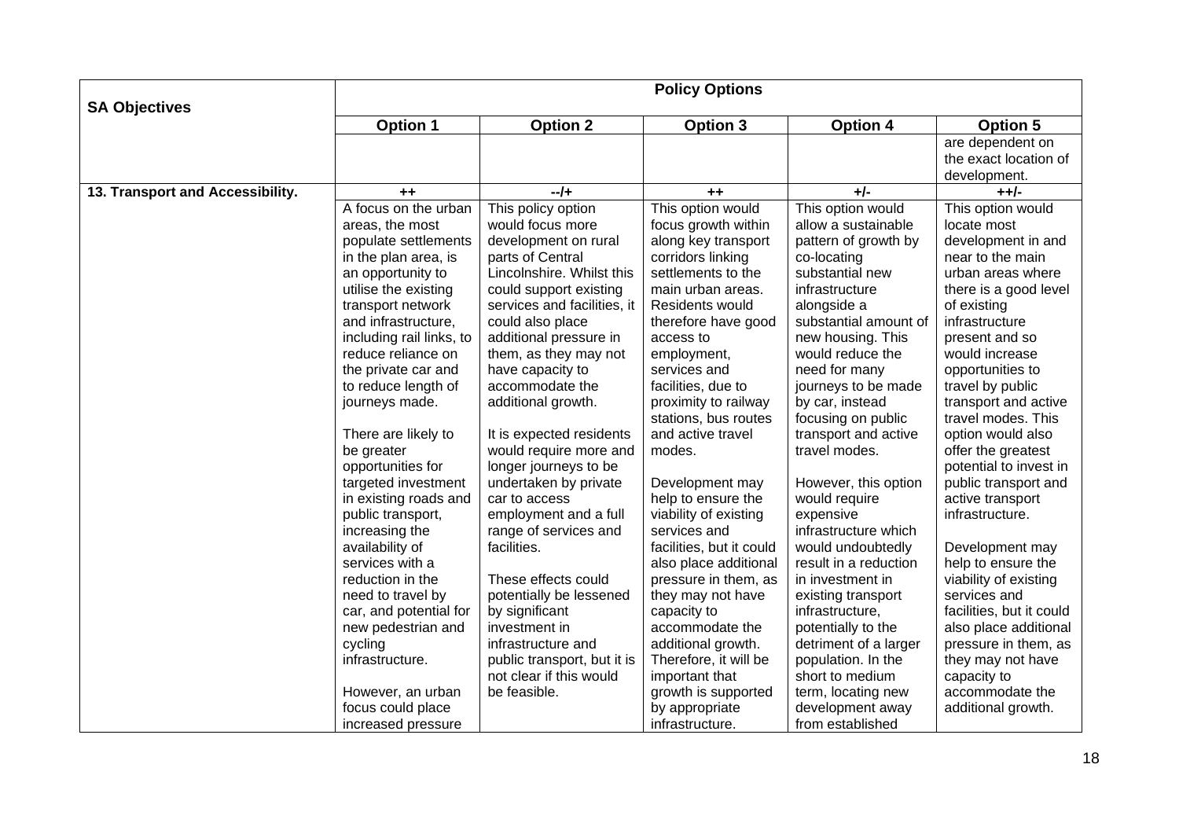| SA Objectives | Policy Options | | | | |
|---|---|---|---|---|---|
| | Option 1 | Option 2 | Option 3 | Option 4 | Option 5 |
| | | | | | are dependent on the exact location of development. |
| 13. Transport and Accessibility. | ++ | --/+ | ++ | +/- | ++/- |
| | A focus on the urban areas, the most populate settlements in the plan area, is an opportunity to utilise the existing transport network and infrastructure, including rail links, to reduce reliance on the private car and to reduce length of journeys made.<br><br>There are likely to be greater opportunities for targeted investment in existing roads and public transport, increasing the availability of services with a reduction in the need to travel by car, and potential for new pedestrian and cycling infrastructure.<br><br>However, an urban focus could place increased pressure | This policy option would focus more development on rural parts of Central Lincolnshire. Whilst this could support existing services and facilities, it could also place additional pressure in them, as they may not have capacity to accommodate the additional growth.<br><br>It is expected residents would require more and longer journeys to be undertaken by private car to access employment and a full range of services and facilities.<br><br>These effects could potentially be lessened by significant investment in infrastructure and public transport, but it is not clear if this would be feasible. | This option would focus growth within along key transport corridors linking settlements to the main urban areas. Residents would therefore have good access to employment, services and facilities, due to proximity to railway stations, bus routes and active travel modes.<br><br>Development may help to ensure the viability of existing services and facilities, but it could also place additional pressure in them, as they may not have capacity to accommodate the additional growth. Therefore, it will be important that growth is supported by appropriate infrastructure. | This option would allow a sustainable pattern of growth by co-locating substantial new infrastructure alongside a substantial amount of new housing. This would reduce the need for many journeys to be made by car, instead focusing on public transport and active travel modes.<br><br>However, this option would require expensive infrastructure which would undoubtedly result in a reduction in investment in existing transport infrastructure, potentially to the detriment of a larger population. In the short to medium term, locating new development away from established | This option would locate most development in and near to the main urban areas where there is a good level of existing infrastructure present and so would increase opportunities to travel by public transport and active travel modes. This option would also offer the greatest potential to invest in public transport and active transport infrastructure.<br><br>Development may help to ensure the viability of existing services and facilities, but it could also place additional pressure in them, as they may not have capacity to accommodate the additional growth. |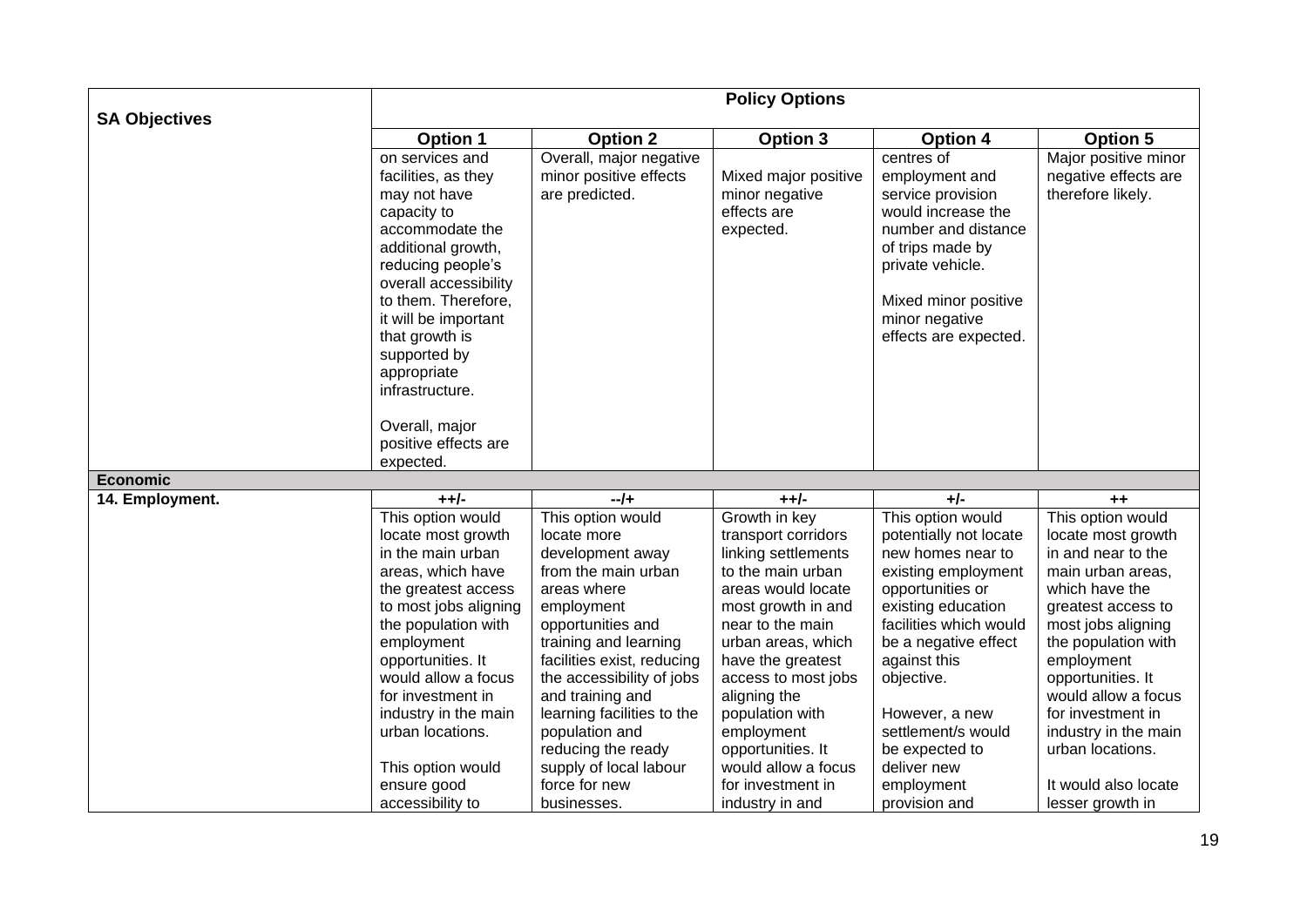| SA Objectives | Policy Options | | | | |
|---|---|---|---|---|---|
| | **Option 1** | **Option 2** | **Option 3** | **Option 4** | **Option 5** |
| | on services and facilities, as they may not have capacity to accommodate the additional growth, reducing people's overall accessibility to them. Therefore, it will be important that growth is supported by appropriate infrastructure.<br><br>Overall, major positive effects are expected. | Overall, major negative minor positive effects are predicted. | Mixed major positive minor negative effects are expected. | centres of employment and service provision would increase the number and distance of trips made by private vehicle.<br><br>Mixed minor positive minor negative effects are expected. | Major positive minor negative effects are therefore likely. |
| **Economic** | | | | | |
| **14. Employment.** | **++/-** | **--/+** | **++/-** | **+/-** | **++** |
| | This option would locate most growth in the main urban areas, which have the greatest access to most jobs aligning the population with employment opportunities. It would allow a focus for investment in industry in the main urban locations.<br><br>This option would ensure good accessibility to | This option would locate more development away from the main urban areas where employment opportunities and training and learning facilities exist, reducing the accessibility of jobs and training and learning facilities to the population and reducing the ready supply of local labour force for new businesses. | Growth in key transport corridors linking settlements to the main urban areas would locate most growth in and near to the main urban areas, which have the greatest access to most jobs aligning the population with employment opportunities. It would allow a focus for investment in industry in and | This option would potentially not locate new homes near to existing employment opportunities or existing education facilities which would be a negative effect against this objective.<br><br>However, a new settlement/s would be expected to deliver new employment provision and | This option would locate most growth in and near to the main urban areas, which have the greatest access to most jobs aligning the population with employment opportunities. It would allow a focus for investment in industry in the main urban locations.<br><br>It would also locate lesser growth in |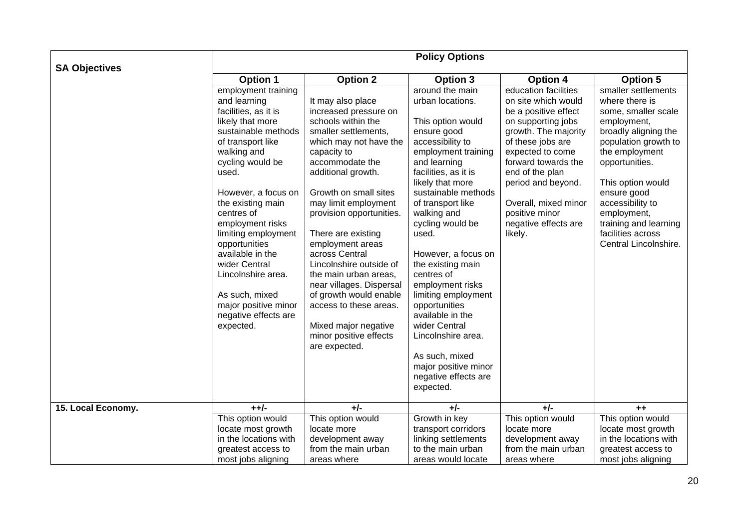| SA Objectives | Policy Options | | | | |
|---|---|---|---|---|---|
| | **Option 1** | **Option 2** | **Option 3** | **Option 4** | **Option 5** |
| | employment training and learning facilities, as it is likely that more sustainable methods of transport like walking and cycling would be used.<br><br>However, a focus on the existing main centres of employment risks limiting employment opportunities available in the wider Central Lincolnshire area.<br><br>As such, mixed major positive minor negative effects are expected. | It may also place increased pressure on schools within the smaller settlements, which may not have the capacity to accommodate the additional growth.<br><br>Growth on small sites may limit employment provision opportunities.<br><br>There are existing employment areas across Central Lincolnshire outside of the main urban areas, near villages. Dispersal of growth would enable access to these areas.<br><br>Mixed major negative minor positive effects are expected. | around the main urban locations.<br><br>This option would ensure good accessibility to employment training and learning facilities, as it is likely that more sustainable methods of transport like walking and cycling would be used.<br><br>However, a focus on the existing main centres of employment risks limiting employment opportunities available in the wider Central Lincolnshire area.<br><br>As such, mixed major positive minor negative effects are expected. | education facilities on site which would be a positive effect on supporting jobs growth. The majority of these jobs are expected to come forward towards the end of the plan period and beyond.<br><br>Overall, mixed minor positive minor negative effects are likely. | smaller settlements where there is some, smaller scale employment, broadly aligning the population growth to the employment opportunities.<br><br>This option would ensure good accessibility to employment, training and learning facilities across Central Lincolnshire. |
| **15. Local Economy.** | **++/-** | **+/-** | **+/-** | **+/-** | **++** |
| | This option would locate most growth in the locations with greatest access to most jobs aligning | This option would locate more development away from the main urban areas where | Growth in key transport corridors linking settlements to the main urban areas would locate | This option would locate more development away from the main urban areas where | This option would locate most growth in the locations with greatest access to most jobs aligning |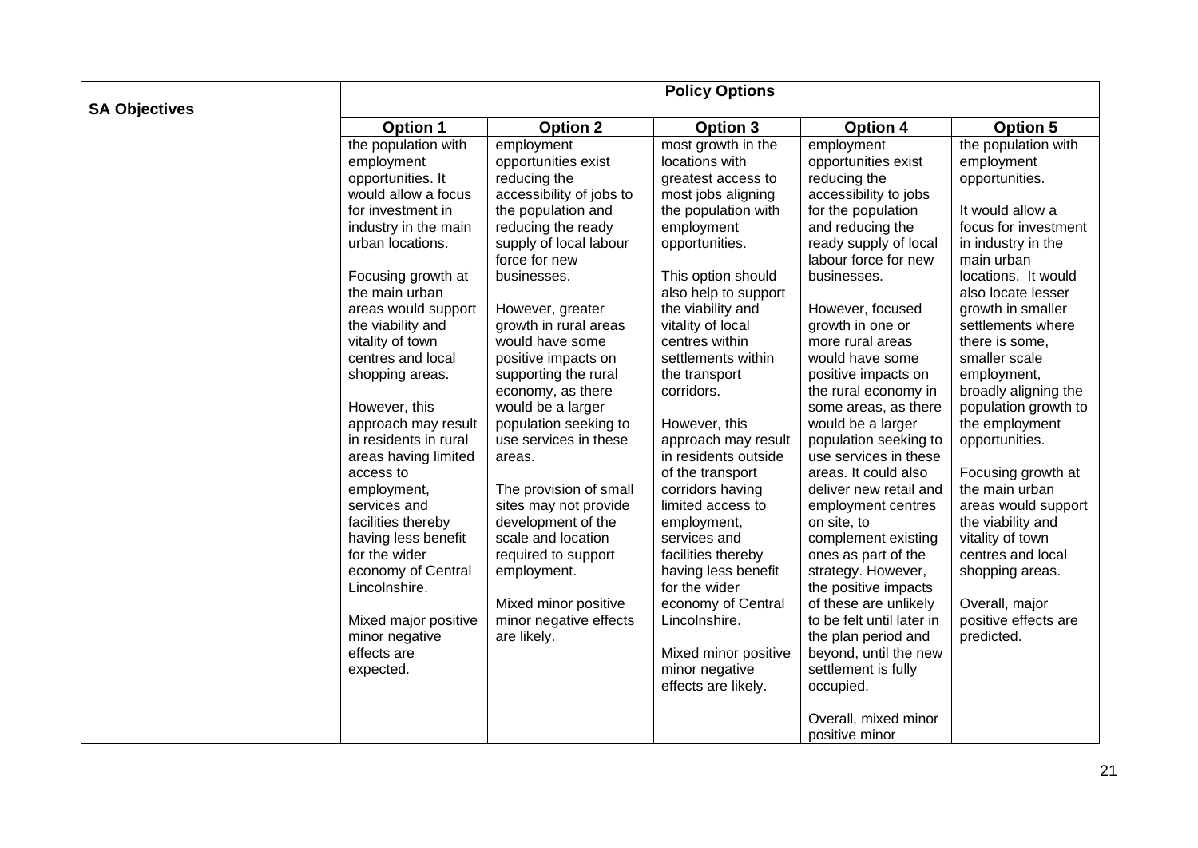| SA Objectives | Policy Options | | | | |
|---|---|---|---|---|---|
| | Option 1 | Option 2 | Option 3 | Option 4 | Option 5 |
| | the population with employment opportunities. It would allow a focus for investment in industry in the main urban locations.<br><br>Focusing growth at the main urban areas would support the viability and vitality of town centres and local shopping areas.<br><br>However, this approach may result in residents in rural areas having limited access to employment, services and facilities thereby having less benefit for the wider economy of Central Lincolnshire.<br><br>Mixed major positive minor negative effects are expected. | employment opportunities exist reducing the accessibility of jobs to the population and reducing the ready supply of local labour force for new businesses.<br><br>However, greater growth in rural areas would have some positive impacts on supporting the rural economy, as there would be a larger population seeking to use services in these areas.<br><br>The provision of small sites may not provide development of the scale and location required to support employment.<br><br>Mixed minor positive minor negative effects are likely. | most growth in the locations with greatest access to most jobs aligning the population with employment opportunities.<br><br>This option should also help to support the viability and vitality of local centres within settlements within the transport corridors.<br><br>However, this approach may result in residents outside of the transport corridors having limited access to employment, services and facilities thereby having less benefit for the wider economy of Central Lincolnshire.<br><br>Mixed minor positive minor negative effects are likely. | employment opportunities exist reducing the accessibility to jobs for the population and reducing the ready supply of local labour force for new businesses.<br><br>However, focused growth in one or more rural areas would have some positive impacts on the rural economy in some areas, as there would be a larger population seeking to use services in these areas. It could also deliver new retail and employment centres on site, to complement existing ones as part of the strategy. However, the positive impacts of these are unlikely to be felt until later in the plan period and beyond, until the new settlement is fully occupied.<br><br>Overall, mixed minor positive minor | the population with employment opportunities.<br><br>It would allow a focus for investment in industry in the main urban locations. It would also locate lesser growth in smaller settlements where there is some, smaller scale employment, broadly aligning the population growth to the employment opportunities.<br><br>Focusing growth at the main urban areas would support the viability and vitality of town centres and local shopping areas.<br><br>Overall, major positive effects are predicted. |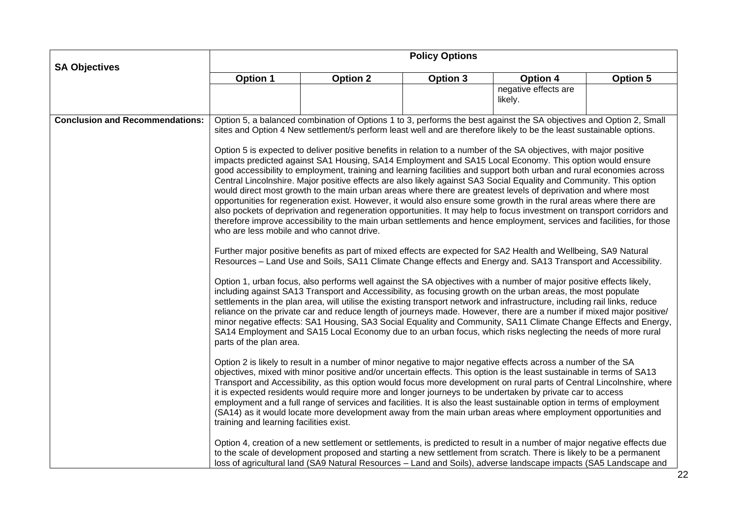| SA Objectives | Policy Options | | | | |
|---|---|---|---|---|---|
| | **Option 1** | **Option 2** | **Option 3** | **Option 4** | **Option 5** |
| | | | | negative effects are likely. | |
| **Conclusion and Recommendations:** | Option 5, a balanced combination of Options 1 to 3, performs the best against the SA objectives and Option 2, Small sites and Option 4 New settlement/s perform least well and are therefore likely to be the least sustainable options.<br><br>Option 5 is expected to deliver positive benefits in relation to a number of the SA objectives, with major positive impacts predicted against SA1 Housing, SA14 Employment and SA15 Local Economy. This option would ensure good accessibility to employment, training and learning facilities and support both urban and rural economies across Central Lincolnshire. Major positive effects are also likely against SA3 Social Equality and Community. This option would direct most growth to the main urban areas where there are greatest levels of deprivation and where most opportunities for regeneration exist. However, it would also ensure some growth in the rural areas where there are also pockets of deprivation and regeneration opportunities. It may help to focus investment on transport corridors and therefore improve accessibility to the main urban settlements and hence employment, services and facilities, for those who are less mobile and who cannot drive.<br><br>Further major positive benefits as part of mixed effects are expected for SA2 Health and Wellbeing, SA9 Natural Resources – Land Use and Soils, SA11 Climate Change effects and Energy and. SA13 Transport and Accessibility.<br><br>Option 1, urban focus, also performs well against the SA objectives with a number of major positive effects likely, including against SA13 Transport and Accessibility, as focusing growth on the urban areas, the most populate settlements in the plan area, will utilise the existing transport network and infrastructure, including rail links, reduce reliance on the private car and reduce length of journeys made. However, there are a number if mixed major positive/ minor negative effects: SA1 Housing, SA3 Social Equality and Community, SA11 Climate Change Effects and Energy, SA14 Employment and SA15 Local Economy due to an urban focus, which risks neglecting the needs of more rural parts of the plan area.<br><br>Option 2 is likely to result in a number of minor negative to major negative effects across a number of the SA objectives, mixed with minor positive and/or uncertain effects. This option is the least sustainable in terms of SA13 Transport and Accessibility, as this option would focus more development on rural parts of Central Lincolnshire, where it is expected residents would require more and longer journeys to be undertaken by private car to access employment and a full range of services and facilities. It is also the least sustainable option in terms of employment (SA14) as it would locate more development away from the main urban areas where employment opportunities and training and learning facilities exist.<br><br>Option 4, creation of a new settlement or settlements, is predicted to result in a number of major negative effects due to the scale of development proposed and starting a new settlement from scratch. There is likely to be a permanent loss of agricultural land (SA9 Natural Resources – Land and Soils), adverse landscape impacts (SA5 Landscape and | | | | |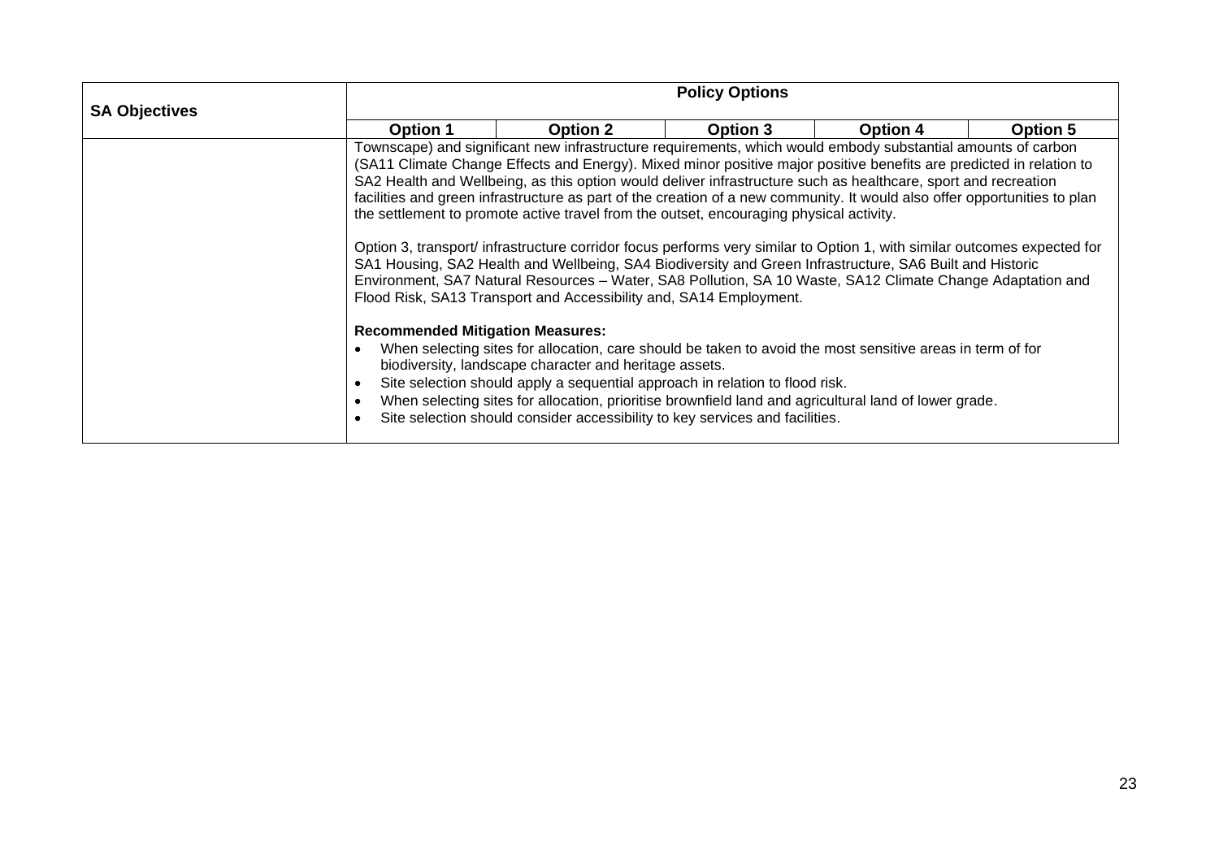| SA Objectives | Policy Options | | | | |
|---|---|---|---|---|---|
| | Option 1 | Option 2 | Option 3 | Option 4 | Option 5 |
| | Townscape) and significant new infrastructure requirements, which would embody substantial amounts of carbon (SA11 Climate Change Effects and Energy). Mixed minor positive major positive benefits are predicted in relation to SA2 Health and Wellbeing, as this option would deliver infrastructure such as healthcare, sport and recreation facilities and green infrastructure as part of the creation of a new community. It would also offer opportunities to plan the settlement to promote active travel from the outset, encouraging physical activity.<br><br>Option 3, transport/ infrastructure corridor focus performs very similar to Option 1, with similar outcomes expected for SA1 Housing, SA2 Health and Wellbeing, SA4 Biodiversity and Green Infrastructure, SA6 Built and Historic Environment, SA7 Natural Resources – Water, SA8 Pollution, SA 10 Waste, SA12 Climate Change Adaptation and Flood Risk, SA13 Transport and Accessibility and, SA14 Employment.<br><br>**Recommended Mitigation Measures:**<br>• When selecting sites for allocation, care should be taken to avoid the most sensitive areas in term of for biodiversity, landscape character and heritage assets.<br>• Site selection should apply a sequential approach in relation to flood risk.<br>• When selecting sites for allocation, prioritise brownfield land and agricultural land of lower grade.<br>• Site selection should consider accessibility to key services and facilities. | | | | |